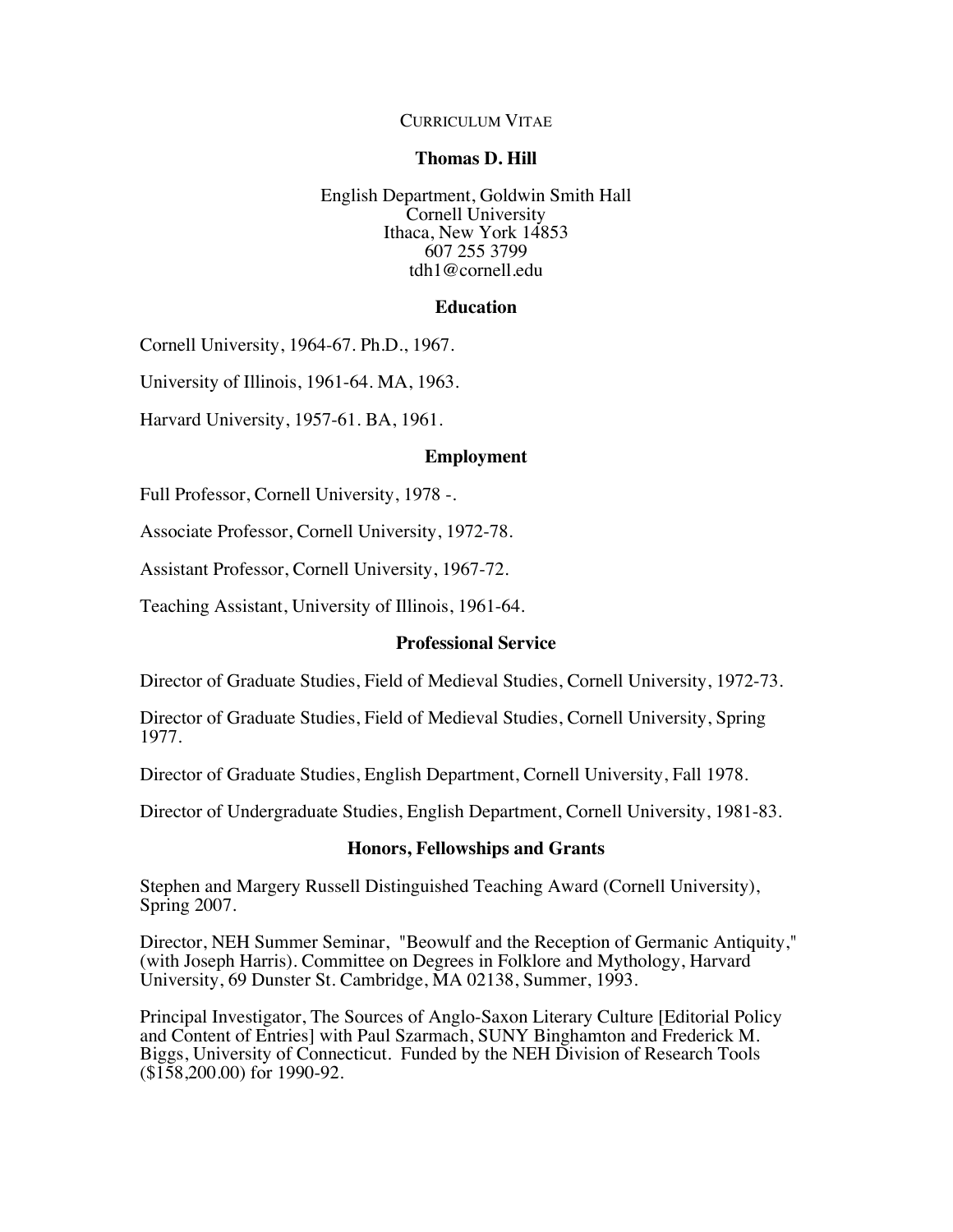Curriculum Vitae

# Thomas D. Hill

English Department, Goldwin Smith Hall
Cornell University
Ithaca, New York 14853
607 255 3799
tdh1@cornell.edu

## Education

Cornell University, 1964-67. Ph.D., 1967.

University of Illinois, 1961-64. MA, 1963.

Harvard University, 1957-61. BA, 1961.

## Employment

Full Professor, Cornell University, 1978 -.

Associate Professor, Cornell University, 1972-78.

Assistant Professor, Cornell University, 1967-72.

Teaching Assistant, University of Illinois, 1961-64.

## Professional Service

Director of Graduate Studies, Field of Medieval Studies, Cornell University, 1972-73.

Director of Graduate Studies, Field of Medieval Studies, Cornell University, Spring 1977.

Director of Graduate Studies, English Department, Cornell University, Fall 1978.

Director of Undergraduate Studies, English Department, Cornell University, 1981-83.

## Honors, Fellowships and Grants

Stephen and Margery Russell Distinguished Teaching Award (Cornell University), Spring 2007.

Director, NEH Summer Seminar, "Beowulf and the Reception of Germanic Antiquity," (with Joseph Harris). Committee on Degrees in Folklore and Mythology, Harvard University, 69 Dunster St. Cambridge, MA 02138, Summer, 1993.

Principal Investigator, The Sources of Anglo-Saxon Literary Culture [Editorial Policy and Content of Entries] with Paul Szarmach, SUNY Binghamton and Frederick M. Biggs, University of Connecticut. Funded by the NEH Division of Research Tools ($158,200.00) for 1990-92.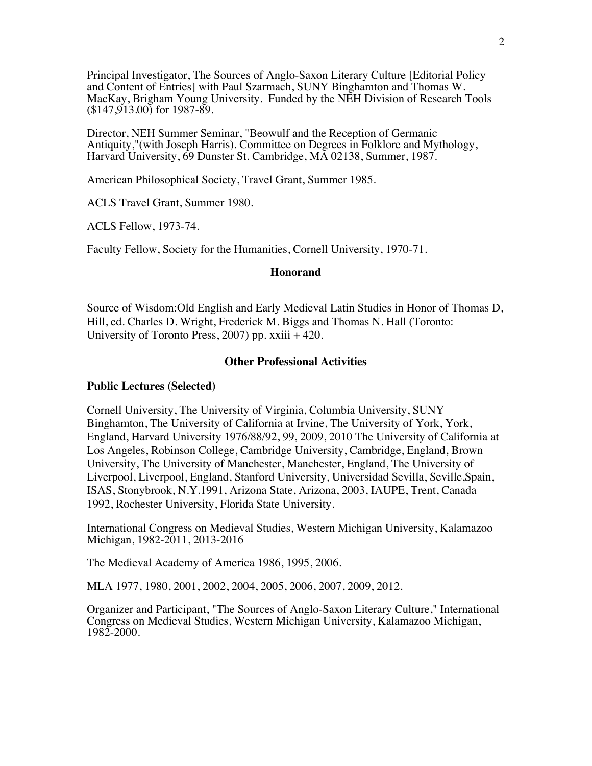Principal Investigator, The Sources of Anglo-Saxon Literary Culture [Editorial Policy and Content of Entries] with Paul Szarmach, SUNY Binghamton and Thomas W. MacKay, Brigham Young University. Funded by the NEH Division of Research Tools ($147,913.00) for 1987-89.

Director, NEH Summer Seminar, "Beowulf and the Reception of Germanic Antiquity,"(with Joseph Harris). Committee on Degrees in Folklore and Mythology, Harvard University, 69 Dunster St. Cambridge, MA 02138, Summer, 1987.

American Philosophical Society, Travel Grant, Summer 1985.

ACLS Travel Grant, Summer 1980.

ACLS Fellow, 1973-74.

Faculty Fellow, Society for the Humanities, Cornell University, 1970-71.

## Honorand

Source of Wisdom:Old English and Early Medieval Latin Studies in Honor of Thomas D, Hill, ed. Charles D. Wright, Frederick M. Biggs and Thomas N. Hall (Toronto: University of Toronto Press, 2007) pp. xxiii + 420.

## Other Professional Activities

### Public Lectures (Selected)

Cornell University, The University of Virginia, Columbia University, SUNY Binghamton, The University of California at Irvine, The University of York, York, England, Harvard University 1976/88/92, 99, 2009, 2010 The University of California at Los Angeles, Robinson College, Cambridge University, Cambridge, England, Brown University, The University of Manchester, Manchester, England, The University of Liverpool, Liverpool, England, Stanford University, Universidad Sevilla, Seville,Spain, ISAS, Stonybrook, N.Y.1991, Arizona State, Arizona, 2003, IAUPE, Trent, Canada 1992, Rochester University, Florida State University.

International Congress on Medieval Studies, Western Michigan University, Kalamazoo Michigan, 1982-2011, 2013-2016

The Medieval Academy of America 1986, 1995, 2006.

MLA 1977, 1980, 2001, 2002, 2004, 2005, 2006, 2007, 2009, 2012.

Organizer and Participant, "The Sources of Anglo-Saxon Literary Culture," International Congress on Medieval Studies, Western Michigan University, Kalamazoo Michigan, 1982-2000.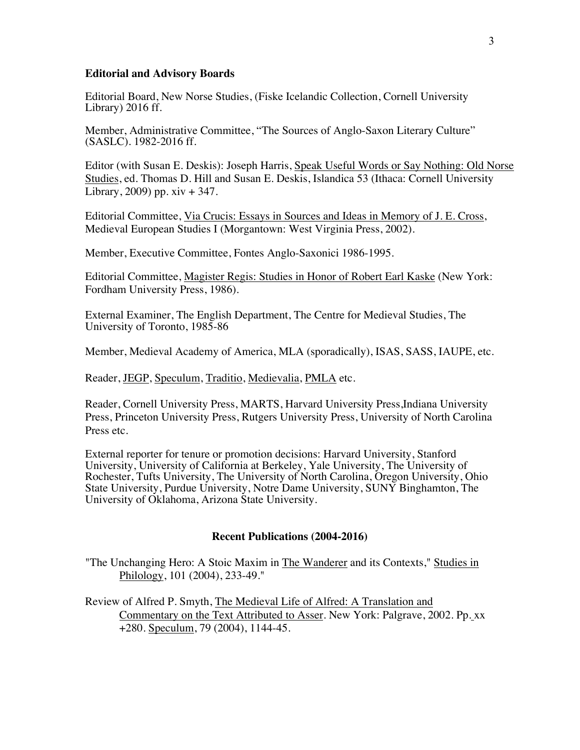**Editorial and Advisory Boards**

Editorial Board, New Norse Studies, (Fiske Icelandic Collection, Cornell University Library) 2016 ff.

Member, Administrative Committee, "The Sources of Anglo-Saxon Literary Culture" (SASLC). 1982-2016 ff.

Editor (with Susan E. Deskis): Joseph Harris, Speak Useful Words or Say Nothing: Old Norse Studies, ed. Thomas D. Hill and Susan E. Deskis, Islandica 53 (Ithaca: Cornell University Library, 2009) pp. xiv + 347.

Editorial Committee, Via Crucis: Essays in Sources and Ideas in Memory of J. E. Cross, Medieval European Studies I (Morgantown: West Virginia Press, 2002).

Member, Executive Committee, Fontes Anglo-Saxonici 1986-1995.

Editorial Committee, Magister Regis: Studies in Honor of Robert Earl Kaske (New York: Fordham University Press, 1986).

External Examiner, The English Department, The Centre for Medieval Studies, The University of Toronto, 1985-86

Member, Medieval Academy of America, MLA (sporadically), ISAS, SASS, IAUPE, etc.

Reader, JEGP, Speculum, Traditio, Medievalia, PMLA etc.

Reader, Cornell University Press, MARTS, Harvard University Press,Indiana University Press, Princeton University Press, Rutgers University Press, University of North Carolina Press etc.

External reporter for tenure or promotion decisions: Harvard University, Stanford University, University of California at Berkeley, Yale University, The University of Rochester, Tufts University, The University of North Carolina, Oregon University, Ohio State University, Purdue University, Notre Dame University, SUNY Binghamton, The University of Oklahoma, Arizona State University.

## Recent Publications (2004-2016)

"The Unchanging Hero: A Stoic Maxim in The Wanderer and its Contexts," Studies in Philology, 101 (2004), 233-49."

Review of Alfred P. Smyth, The Medieval Life of Alfred: A Translation and Commentary on the Text Attributed to Asser. New York: Palgrave, 2002. Pp. xx +280. Speculum, 79 (2004), 1144-45.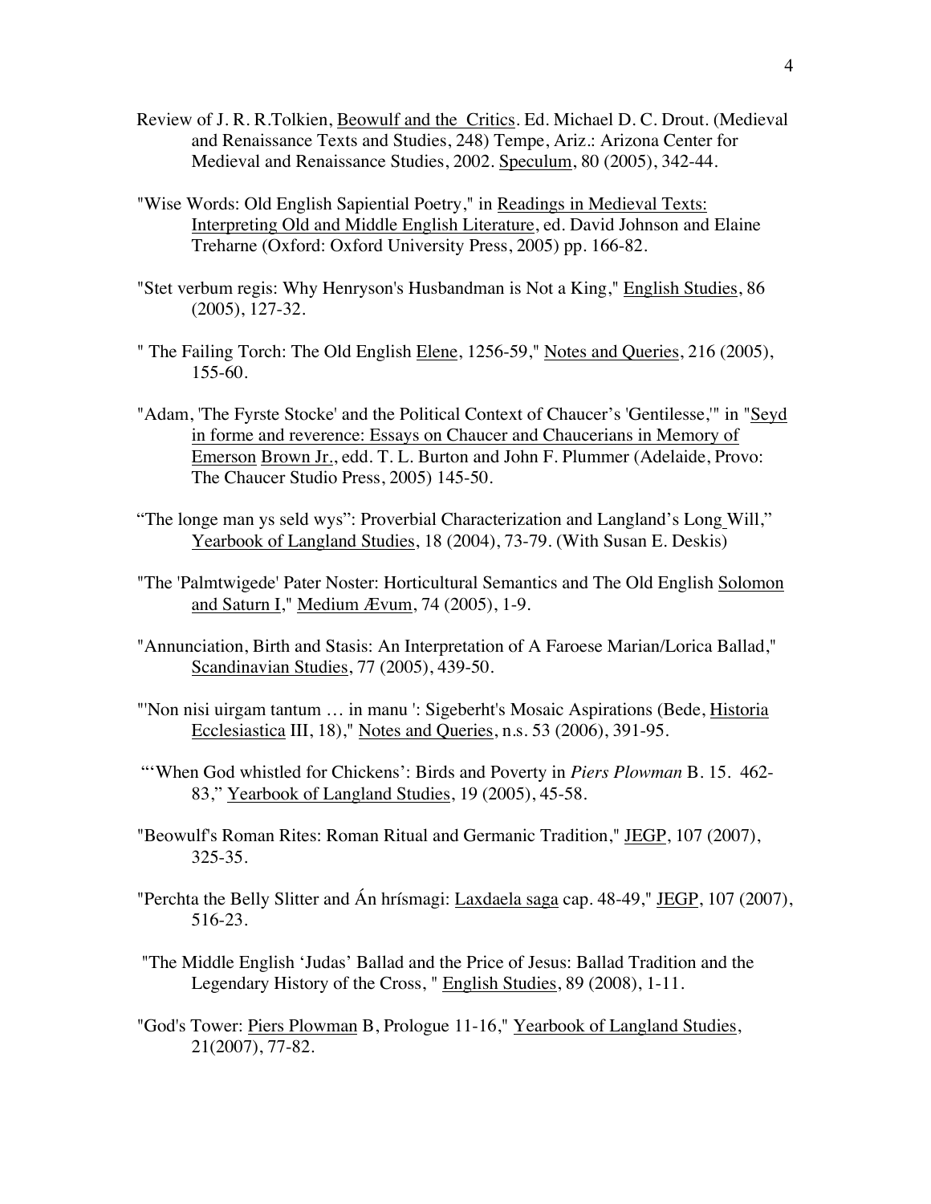Review of J. R. R.Tolkien, Beowulf and the Critics. Ed. Michael D. C. Drout. (Medieval and Renaissance Texts and Studies, 248) Tempe, Ariz.: Arizona Center for Medieval and Renaissance Studies, 2002. Speculum, 80 (2005), 342-44.

"Wise Words: Old English Sapiential Poetry," in Readings in Medieval Texts: Interpreting Old and Middle English Literature, ed. David Johnson and Elaine Treharne (Oxford: Oxford University Press, 2005) pp. 166-82.

"Stet verbum regis: Why Henryson's Husbandman is Not a King," English Studies, 86 (2005), 127-32.

" The Failing Torch: The Old English Elene, 1256-59," Notes and Queries, 216 (2005), 155-60.

"Adam, 'The Fyrste Stocke' and the Political Context of Chaucer's 'Gentilesse,'" in "Seyd in forme and reverence: Essays on Chaucer and Chaucerians in Memory of Emerson Brown Jr., edd. T. L. Burton and John F. Plummer (Adelaide, Provo: The Chaucer Studio Press, 2005) 145-50.

"The longe man ys seld wys": Proverbial Characterization and Langland's Long Will," Yearbook of Langland Studies, 18 (2004), 73-79. (With Susan E. Deskis)

"The 'Palmtwigede' Pater Noster: Horticultural Semantics and The Old English Solomon and Saturn I," Medium Ævum, 74 (2005), 1-9.

"Annunciation, Birth and Stasis: An Interpretation of A Faroese Marian/Lorica Ballad," Scandinavian Studies, 77 (2005), 439-50.

"'Non nisi uirgam tantum … in manu ': Sigeberht's Mosaic Aspirations (Bede, Historia Ecclesiastica III, 18)," Notes and Queries, n.s. 53 (2006), 391-95.

"'When God whistled for Chickens': Birds and Poverty in *Piers Plowman* B. 15. 462-83," Yearbook of Langland Studies, 19 (2005), 45-58.

"Beowulf's Roman Rites: Roman Ritual and Germanic Tradition," JEGP, 107 (2007), 325-35.

"Perchta the Belly Slitter and Án hrísmagi: Laxdaela saga cap. 48-49," JEGP, 107 (2007), 516-23.

"The Middle English 'Judas' Ballad and the Price of Jesus: Ballad Tradition and the Legendary History of the Cross, " English Studies, 89 (2008), 1-11.

"God's Tower: Piers Plowman B, Prologue 11-16," Yearbook of Langland Studies, 21(2007), 77-82.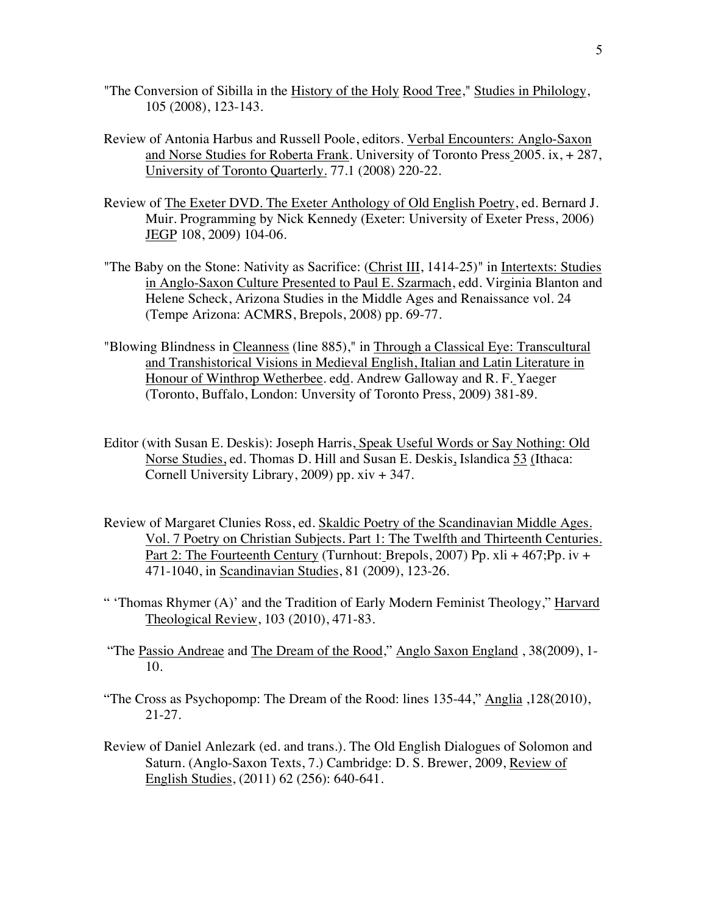"The Conversion of Sibilla in the History of the Holy Rood Tree," Studies in Philology, 105 (2008), 123-143.

Review of Antonia Harbus and Russell Poole, editors. Verbal Encounters: Anglo-Saxon and Norse Studies for Roberta Frank. University of Toronto Press 2005. ix, + 287, University of Toronto Quarterly. 77.1 (2008) 220-22.

Review of The Exeter DVD. The Exeter Anthology of Old English Poetry, ed. Bernard J. Muir. Programming by Nick Kennedy (Exeter: University of Exeter Press, 2006) JEGP 108, 2009) 104-06.

"The Baby on the Stone: Nativity as Sacrifice: (Christ III, 1414-25)" in Intertexts: Studies in Anglo-Saxon Culture Presented to Paul E. Szarmach, edd. Virginia Blanton and Helene Scheck, Arizona Studies in the Middle Ages and Renaissance vol. 24 (Tempe Arizona: ACMRS, Brepols, 2008) pp. 69-77.

"Blowing Blindness in Cleanness (line 885)," in Through a Classical Eye: Transcultural and Transhistorical Visions in Medieval English, Italian and Latin Literature in Honour of Winthrop Wetherbee. edd. Andrew Galloway and R. F. Yaeger (Toronto, Buffalo, London: Unversity of Toronto Press, 2009) 381-89.

Editor (with Susan E. Deskis): Joseph Harris, Speak Useful Words or Say Nothing: Old Norse Studies, ed. Thomas D. Hill and Susan E. Deskis, Islandica 53 (Ithaca: Cornell University Library, 2009) pp. xiv + 347.

Review of Margaret Clunies Ross, ed. Skaldic Poetry of the Scandinavian Middle Ages. Vol. 7 Poetry on Christian Subjects. Part 1: The Twelfth and Thirteenth Centuries. Part 2: The Fourteenth Century (Turnhout: Brepols, 2007) Pp. xli + 467;Pp. iv + 471-1040, in Scandinavian Studies, 81 (2009), 123-26.

" 'Thomas Rhymer (A)' and the Tradition of Early Modern Feminist Theology," Harvard Theological Review, 103 (2010), 471-83.

"The Passio Andreae and The Dream of the Rood," Anglo Saxon England , 38(2009), 1-10.

"The Cross as Psychopomp: The Dream of the Rood: lines 135-44," Anglia ,128(2010), 21-27.

Review of Daniel Anlezark (ed. and trans.). The Old English Dialogues of Solomon and Saturn. (Anglo-Saxon Texts, 7.) Cambridge: D. S. Brewer, 2009, Review of English Studies, (2011) 62 (256): 640-641.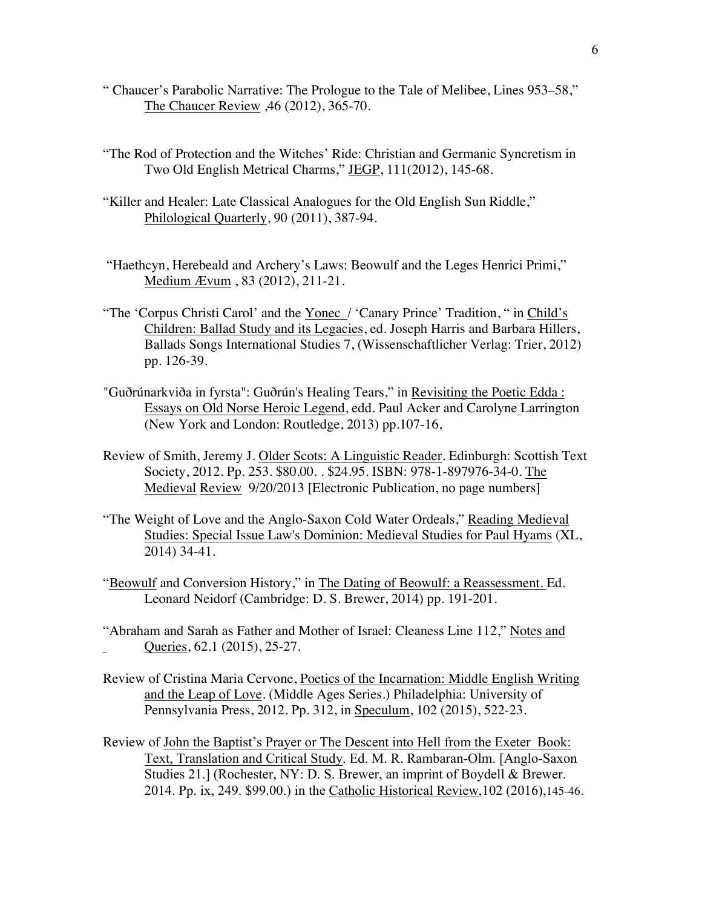" Chaucer's Parabolic Narrative: The Prologue to the Tale of Melibee, Lines 953–58," The Chaucer Review ,46 (2012), 365-70.

"The Rod of Protection and the Witches' Ride: Christian and Germanic Syncretism in Two Old English Metrical Charms," JEGP, 111(2012), 145-68.

"Killer and Healer: Late Classical Analogues for the Old English Sun Riddle," Philological Quarterly, 90 (2011), 387-94.

"Haethcyn, Herebeald and Archery's Laws: Beowulf and the Leges Henrici Primi," Medium Ævum , 83 (2012), 211-21.

"The 'Corpus Christi Carol' and the Yonec / 'Canary Prince' Tradition, " in Child's Children: Ballad Study and its Legacies, ed. Joseph Harris and Barbara Hillers, Ballads Songs International Studies 7, (Wissenschaftlicher Verlag: Trier, 2012) pp. 126-39.

"Guðrúnarkviða in fyrsta": Guðrún's Healing Tears," in Revisiting the Poetic Edda : Essays on Old Norse Heroic Legend, edd. Paul Acker and Carolyne Larrington (New York and London: Routledge, 2013) pp.107-16,

Review of Smith, Jeremy J. Older Scots: A Linguistic Reader. Edinburgh: Scottish Text Society, 2012. Pp. 253. $80.00. . $24.95. ISBN: 978-1-897976-34-0. The Medieval Review 9/20/2013 [Electronic Publication, no page numbers]

"The Weight of Love and the Anglo-Saxon Cold Water Ordeals," Reading Medieval Studies: Special Issue Law's Dominion: Medieval Studies for Paul Hyams (XL, 2014) 34-41.

"Beowulf and Conversion History," in The Dating of Beowulf: a Reassessment. Ed. Leonard Neidorf (Cambridge: D. S. Brewer, 2014) pp. 191-201.

"Abraham and Sarah as Father and Mother of Israel: Cleaness Line 112," Notes and Queries, 62.1 (2015), 25-27.

Review of Cristina Maria Cervone, Poetics of the Incarnation: Middle English Writing and the Leap of Love. (Middle Ages Series.) Philadelphia: University of Pennsylvania Press, 2012. Pp. 312, in Speculum, 102 (2015), 522-23.

Review of John the Baptist's Prayer or The Descent into Hell from the Exeter Book: Text, Translation and Critical Study. Ed. M. R. Rambaran-Olm. [Anglo-Saxon Studies 21.] (Rochester, NY: D. S. Brewer, an imprint of Boydell & Brewer. 2014. Pp. ix, 249. $99.00.) in the Catholic Historical Review,102 (2016),145-46.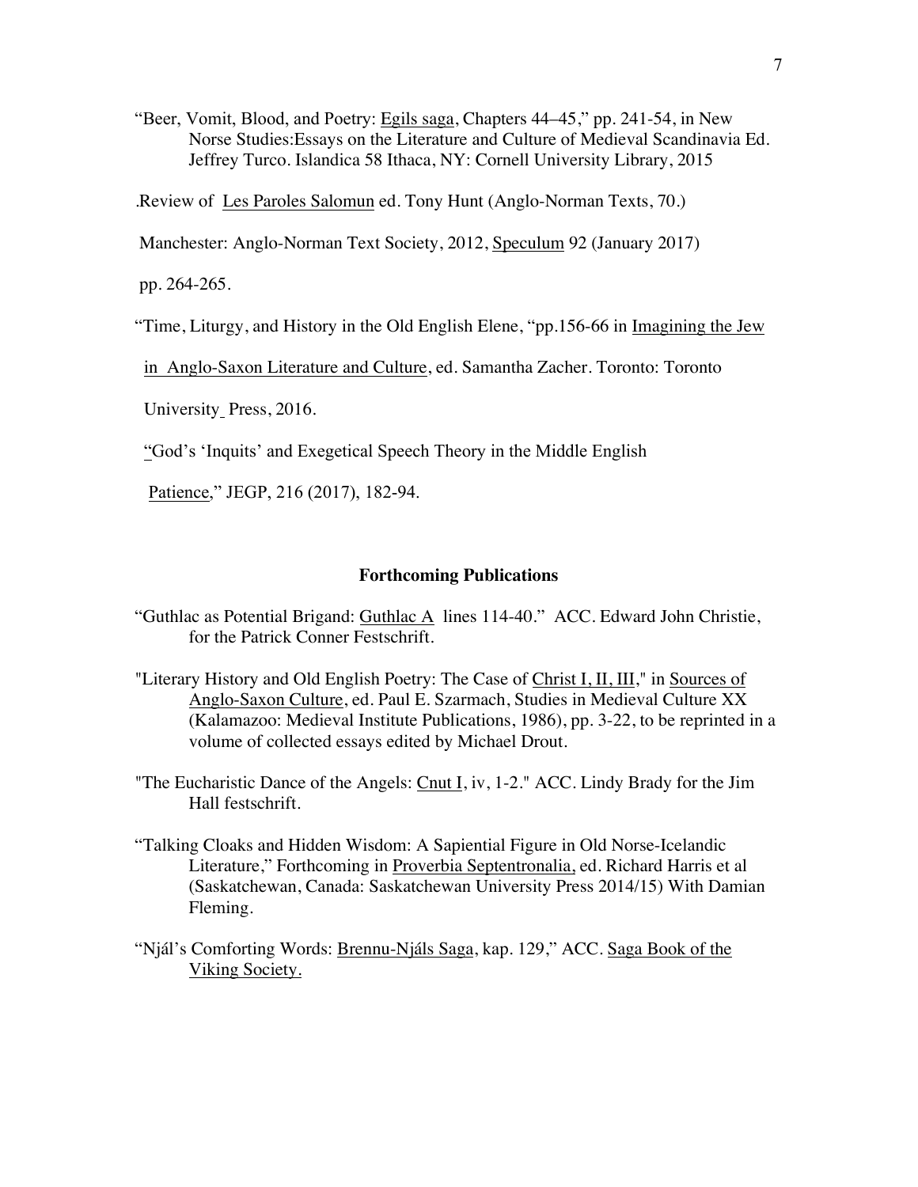"Beer, Vomit, Blood, and Poetry: Egils saga, Chapters 44–45," pp. 241-54, in New Norse Studies:Essays on the Literature and Culture of Medieval Scandinavia Ed. Jeffrey Turco. Islandica 58 Ithaca, NY: Cornell University Library, 2015

.Review of Les Paroles Salomun ed. Tony Hunt (Anglo-Norman Texts, 70.)

Manchester: Anglo-Norman Text Society, 2012, Speculum 92 (January 2017)

pp. 264-265.

"Time, Liturgy, and History in the Old English Elene, "pp.156-66 in Imagining the Jew

in Anglo-Saxon Literature and Culture, ed. Samantha Zacher. Toronto: Toronto

University Press, 2016.

"God's 'Inquits' and Exegetical Speech Theory in the Middle English

Patience," JEGP, 216 (2017), 182-94.

## Forthcoming Publications

"Guthlac as Potential Brigand: Guthlac A lines 114-40." ACC. Edward John Christie, for the Patrick Conner Festschrift.

"Literary History and Old English Poetry: The Case of Christ I, II, III," in Sources of Anglo-Saxon Culture, ed. Paul E. Szarmach, Studies in Medieval Culture XX (Kalamazoo: Medieval Institute Publications, 1986), pp. 3-22, to be reprinted in a volume of collected essays edited by Michael Drout.

"The Eucharistic Dance of the Angels: Cnut I, iv, 1-2." ACC. Lindy Brady for the Jim Hall festschrift.

"Talking Cloaks and Hidden Wisdom: A Sapiential Figure in Old Norse-Icelandic Literature," Forthcoming in Proverbia Septentronalia, ed. Richard Harris et al (Saskatchewan, Canada: Saskatchewan University Press 2014/15) With Damian Fleming.

"Njál's Comforting Words: Brennu-Njáls Saga, kap. 129," ACC. Saga Book of the Viking Society.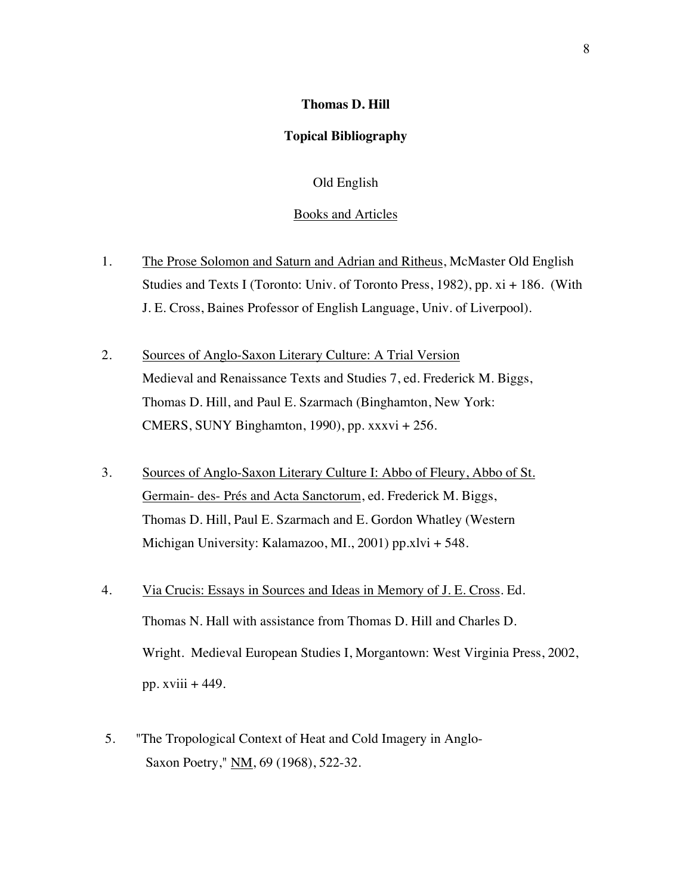**Thomas D. Hill**

**Topical Bibliography**

Old English

Books and Articles

1. The Prose Solomon and Saturn and Adrian and Ritheus, McMaster Old English Studies and Texts I (Toronto: Univ. of Toronto Press, 1982), pp. xi + 186. (With J. E. Cross, Baines Professor of English Language, Univ. of Liverpool).

2. Sources of Anglo-Saxon Literary Culture: A Trial Version Medieval and Renaissance Texts and Studies 7, ed. Frederick M. Biggs, Thomas D. Hill, and Paul E. Szarmach (Binghamton, New York: CMERS, SUNY Binghamton, 1990), pp. xxxvi + 256.

3. Sources of Anglo-Saxon Literary Culture I: Abbo of Fleury, Abbo of St. Germain- des- Prés and Acta Sanctorum, ed. Frederick M. Biggs, Thomas D. Hill, Paul E. Szarmach and E. Gordon Whatley (Western Michigan University: Kalamazoo, MI., 2001) pp.xlvi + 548.

4. Via Crucis: Essays in Sources and Ideas in Memory of J. E. Cross. Ed. Thomas N. Hall with assistance from Thomas D. Hill and Charles D. Wright. Medieval European Studies I, Morgantown: West Virginia Press, 2002, pp. xviii + 449.

5. "The Tropological Context of Heat and Cold Imagery in Anglo-Saxon Poetry," NM, 69 (1968), 522-32.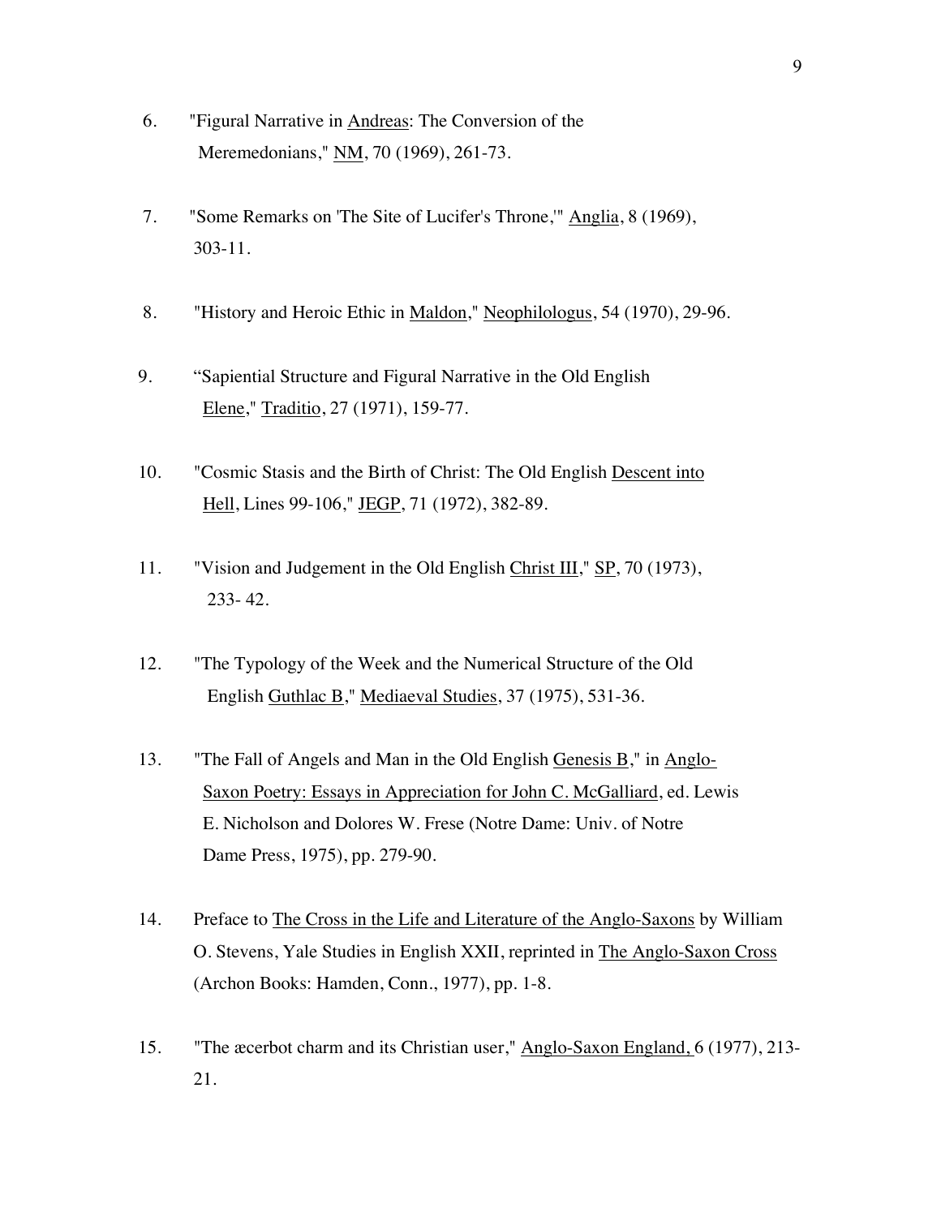6. "Figural Narrative in Andreas: The Conversion of the Meremedonians," NM, 70 (1969), 261-73.

7. "Some Remarks on 'The Site of Lucifer's Throne,'" Anglia, 8 (1969), 303-11.

8. "History and Heroic Ethic in Maldon," Neophilologus, 54 (1970), 29-96.

9. "Sapiential Structure and Figural Narrative in the Old English Elene," Traditio, 27 (1971), 159-77.

10. "Cosmic Stasis and the Birth of Christ: The Old English Descent into Hell, Lines 99-106," JEGP, 71 (1972), 382-89.

11. "Vision and Judgement in the Old English Christ III," SP, 70 (1973), 233- 42.

12. "The Typology of the Week and the Numerical Structure of the Old English Guthlac B," Mediaeval Studies, 37 (1975), 531-36.

13. "The Fall of Angels and Man in the Old English Genesis B," in Anglo-Saxon Poetry: Essays in Appreciation for John C. McGalliard, ed. Lewis E. Nicholson and Dolores W. Frese (Notre Dame: Univ. of Notre Dame Press, 1975), pp. 279-90.

14. Preface to The Cross in the Life and Literature of the Anglo-Saxons by William O. Stevens, Yale Studies in English XXII, reprinted in The Anglo-Saxon Cross (Archon Books: Hamden, Conn., 1977), pp. 1-8.

15. "The æcerbot charm and its Christian user," Anglo-Saxon England, 6 (1977), 213-21.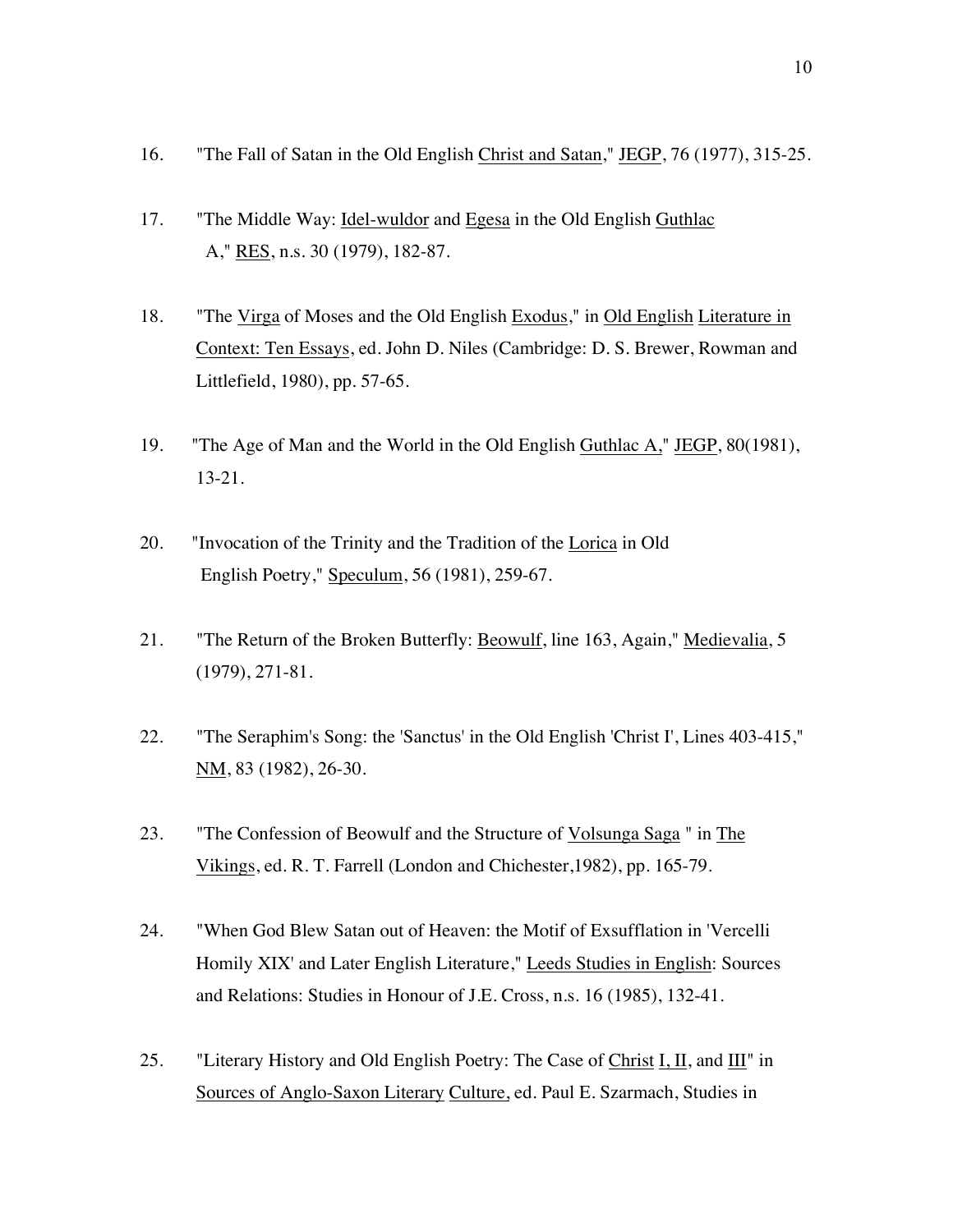16. "The Fall of Satan in the Old English _Christ and Satan_," _JEGP_, 76 (1977), 315-25.

17. "The Middle Way: _Idel-wuldor_ and _Egesa_ in the Old English _Guthlac A_," _RES_, n.s. 30 (1979), 182-87.

18. "The _Virga_ of Moses and the Old English _Exodus_," in _Old English Literature in Context: Ten Essays_, ed. John D. Niles (Cambridge: D. S. Brewer, Rowman and Littlefield, 1980), pp. 57-65.

19. "The Age of Man and the World in the Old English _Guthlac A_," _JEGP_, 80(1981), 13-21.

20. "Invocation of the Trinity and the Tradition of the _Lorica_ in Old English Poetry," _Speculum_, 56 (1981), 259-67.

21. "The Return of the Broken Butterfly: _Beowulf_, line 163, Again," _Medievalia_, 5 (1979), 271-81.

22. "The Seraphim's Song: the 'Sanctus' in the Old English 'Christ I', Lines 403-415," _NM_, 83 (1982), 26-30.

23. "The Confession of Beowulf and the Structure of _Volsunga Saga_ " in _The Vikings_, ed. R. T. Farrell (London and Chichester,1982), pp. 165-79.

24. "When God Blew Satan out of Heaven: the Motif of Exsufflation in 'Vercelli Homily XIX' and Later English Literature," _Leeds Studies in English_: Sources and Relations: Studies in Honour of J.E. Cross, n.s. 16 (1985), 132-41.

25. "Literary History and Old English Poetry: The Case of _Christ_ _I, II_, and _III_" in _Sources of Anglo-Saxon Literary Culture_, ed. Paul E. Szarmach, Studies in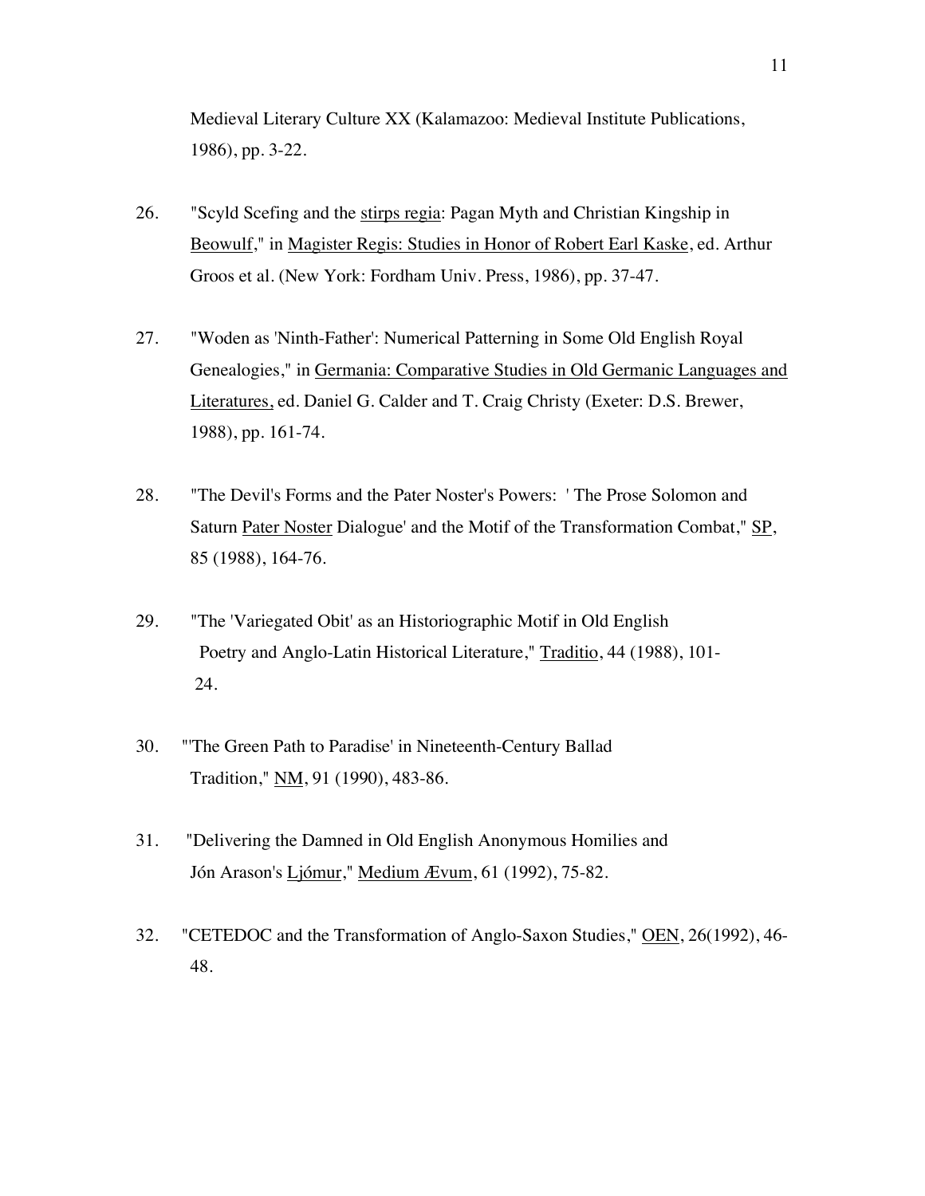Medieval Literary Culture XX (Kalamazoo: Medieval Institute Publications, 1986), pp. 3-22.

26. "Scyld Scefing and the stirps regia: Pagan Myth and Christian Kingship in Beowulf," in Magister Regis: Studies in Honor of Robert Earl Kaske, ed. Arthur Groos et al. (New York: Fordham Univ. Press, 1986), pp. 37-47.

27. "Woden as 'Ninth-Father': Numerical Patterning in Some Old English Royal Genealogies," in Germania: Comparative Studies in Old Germanic Languages and Literatures, ed. Daniel G. Calder and T. Craig Christy (Exeter: D.S. Brewer, 1988), pp. 161-74.

28. "The Devil's Forms and the Pater Noster's Powers: 'The Prose Solomon and Saturn Pater Noster Dialogue' and the Motif of the Transformation Combat," SP, 85 (1988), 164-76.

29. "The 'Variegated Obit' as an Historiographic Motif in Old English Poetry and Anglo-Latin Historical Literature," Traditio, 44 (1988), 101-24.

30. "'The Green Path to Paradise' in Nineteenth-Century Ballad Tradition," NM, 91 (1990), 483-86.

31. "Delivering the Damned in Old English Anonymous Homilies and Jón Arason's Ljómur," Medium Ævum, 61 (1992), 75-82.

32. "CETEDOC and the Transformation of Anglo-Saxon Studies," OEN, 26(1992), 46-48.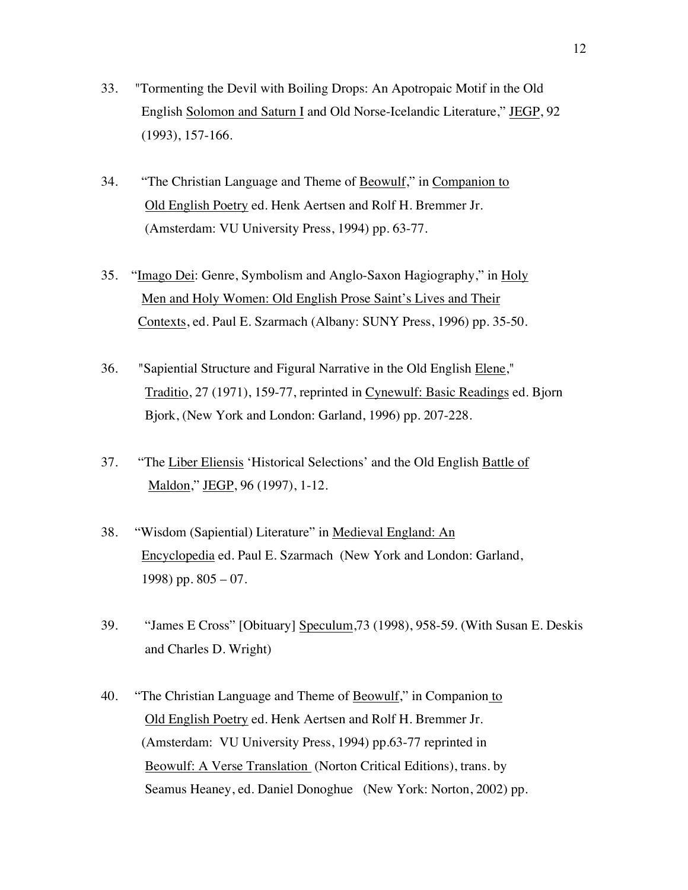33. "Tormenting the Devil with Boiling Drops: An Apotropaic Motif in the Old English <u>Solomon and Saturn I</u> and Old Norse-Icelandic Literature," <u>JEGP</u>, 92 (1993), 157-166.

34. "The Christian Language and Theme of <u>Beowulf</u>," in <u>Companion to Old English Poetry</u> ed. Henk Aertsen and Rolf H. Bremmer Jr. (Amsterdam: VU University Press, 1994) pp. 63-77.

35. "<u>Imago Dei</u>: Genre, Symbolism and Anglo-Saxon Hagiography," in <u>Holy Men and Holy Women: Old English Prose Saint's Lives and Their Contexts</u>, ed. Paul E. Szarmach (Albany: SUNY Press, 1996) pp. 35-50.

36. "Sapiential Structure and Figural Narrative in the Old English <u>Elene</u>," <u>Traditio</u>, 27 (1971), 159-77, reprinted in <u>Cynewulf: Basic Readings</u> ed. Bjorn Bjork, (New York and London: Garland, 1996) pp. 207-228.

37. "The <u>Liber Eliensis</u> 'Historical Selections' and the Old English <u>Battle of Maldon</u>," <u>JEGP</u>, 96 (1997), 1-12.

38. "Wisdom (Sapiential) Literature" in <u>Medieval England: An Encyclopedia</u> ed. Paul E. Szarmach (New York and London: Garland, 1998) pp. 805 – 07.

39. "James E Cross" [Obituary] <u>Speculum</u>,73 (1998), 958-59. (With Susan E. Deskis and Charles D. Wright)

40. "The Christian Language and Theme of <u>Beowulf</u>," in Companion <u>to Old English Poetry</u> ed. Henk Aertsen and Rolf H. Bremmer Jr. (Amsterdam: VU University Press, 1994) pp.63-77 reprinted in <u>Beowulf: A Verse Translation</u> (Norton Critical Editions), trans. by Seamus Heaney, ed. Daniel Donoghue (New York: Norton, 2002) pp.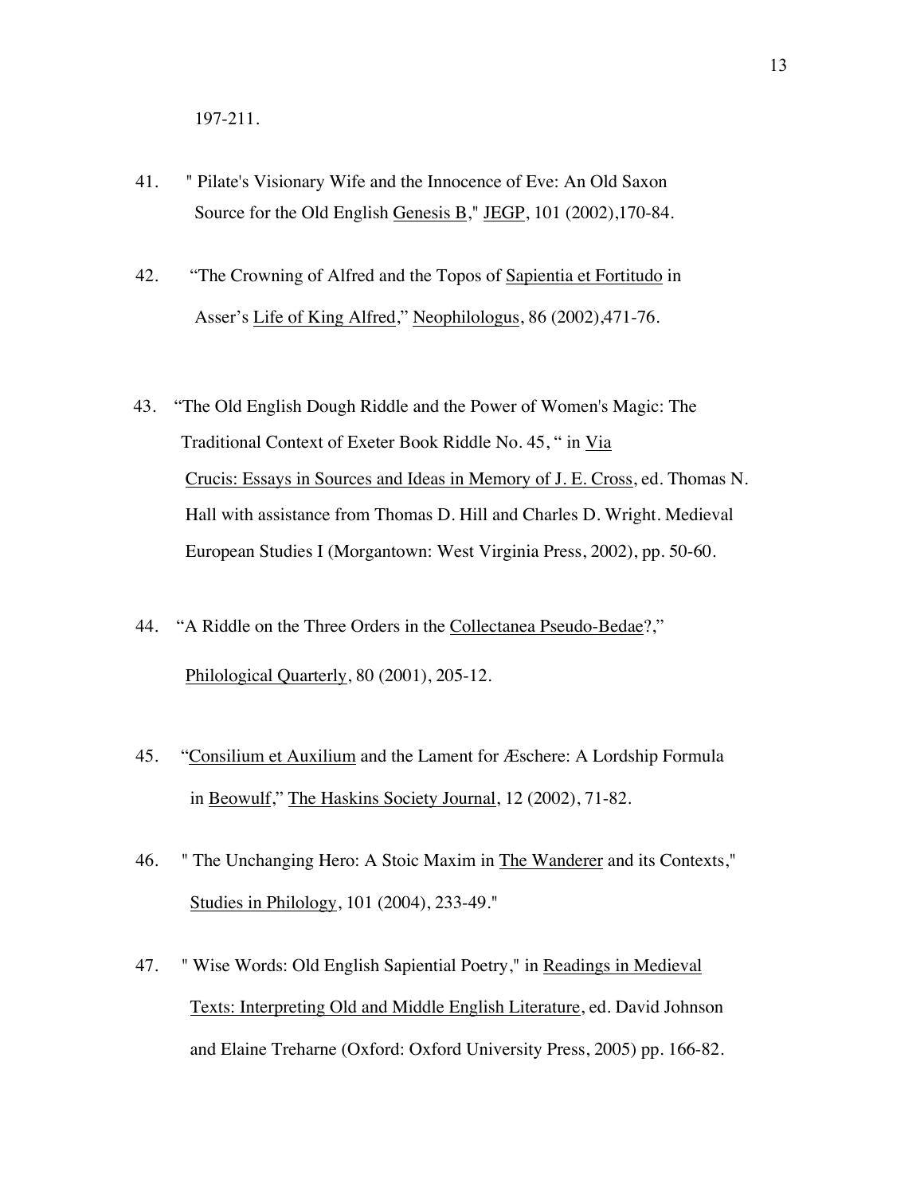197-211.

41. " Pilate's Visionary Wife and the Innocence of Eve: An Old Saxon Source for the Old English Genesis B," JEGP, 101 (2002),170-84.

42. "The Crowning of Alfred and the Topos of Sapientia et Fortitudo in Asser's Life of King Alfred," Neophilologus, 86 (2002),471-76.

43. "The Old English Dough Riddle and the Power of Women's Magic: The Traditional Context of Exeter Book Riddle No. 45, " in Via Crucis: Essays in Sources and Ideas in Memory of J. E. Cross, ed. Thomas N. Hall with assistance from Thomas D. Hill and Charles D. Wright. Medieval European Studies I (Morgantown: West Virginia Press, 2002), pp. 50-60.

44. "A Riddle on the Three Orders in the Collectanea Pseudo-Bedae?," Philological Quarterly, 80 (2001), 205-12.

45. "Consilium et Auxilium and the Lament for Æschere: A Lordship Formula in Beowulf," The Haskins Society Journal, 12 (2002), 71-82.

46. " The Unchanging Hero: A Stoic Maxim in The Wanderer and its Contexts," Studies in Philology, 101 (2004), 233-49."

47. " Wise Words: Old English Sapiential Poetry," in Readings in Medieval Texts: Interpreting Old and Middle English Literature, ed. David Johnson and Elaine Treharne (Oxford: Oxford University Press, 2005) pp. 166-82.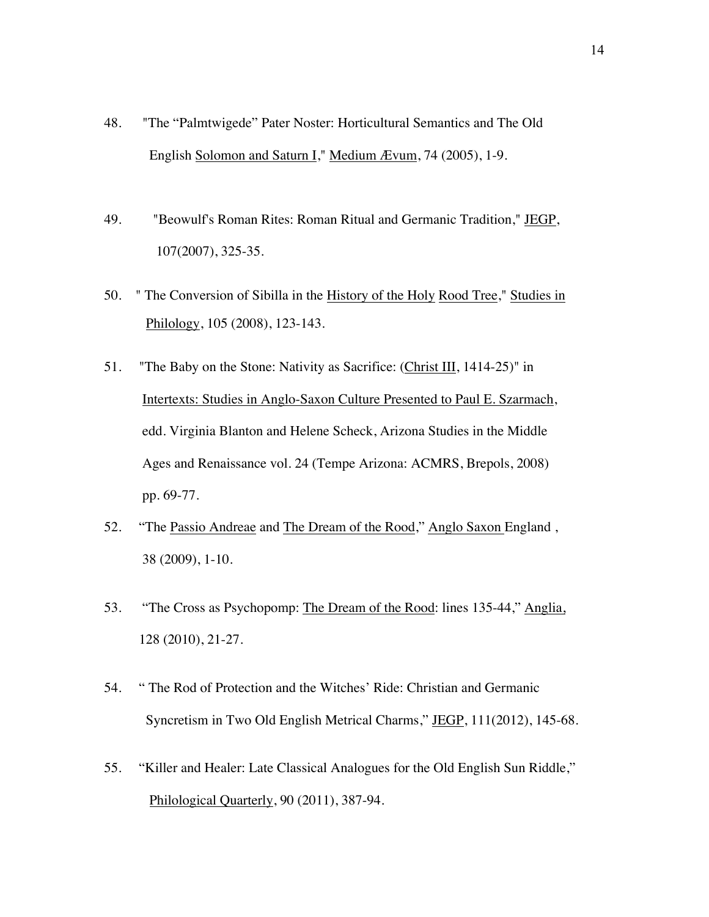48. "The "Palmtwigede" Pater Noster: Horticultural Semantics and The Old English Solomon and Saturn I," Medium Ævum, 74 (2005), 1-9.

49. "Beowulf's Roman Rites: Roman Ritual and Germanic Tradition," JEGP, 107(2007), 325-35.

50. " The Conversion of Sibilla in the History of the Holy Rood Tree," Studies in Philology, 105 (2008), 123-143.

51. "The Baby on the Stone: Nativity as Sacrifice: (Christ III, 1414-25)" in Intertexts: Studies in Anglo-Saxon Culture Presented to Paul E. Szarmach, edd. Virginia Blanton and Helene Scheck, Arizona Studies in the Middle Ages and Renaissance vol. 24 (Tempe Arizona: ACMRS, Brepols, 2008) pp. 69-77.

52. "The Passio Andreae and The Dream of the Rood," Anglo Saxon England , 38 (2009), 1-10.

53. "The Cross as Psychopomp: The Dream of the Rood: lines 135-44," Anglia, 128 (2010), 21-27.

54. " The Rod of Protection and the Witches' Ride: Christian and Germanic Syncretism in Two Old English Metrical Charms," JEGP, 111(2012), 145-68.

55. "Killer and Healer: Late Classical Analogues for the Old English Sun Riddle," Philological Quarterly, 90 (2011), 387-94.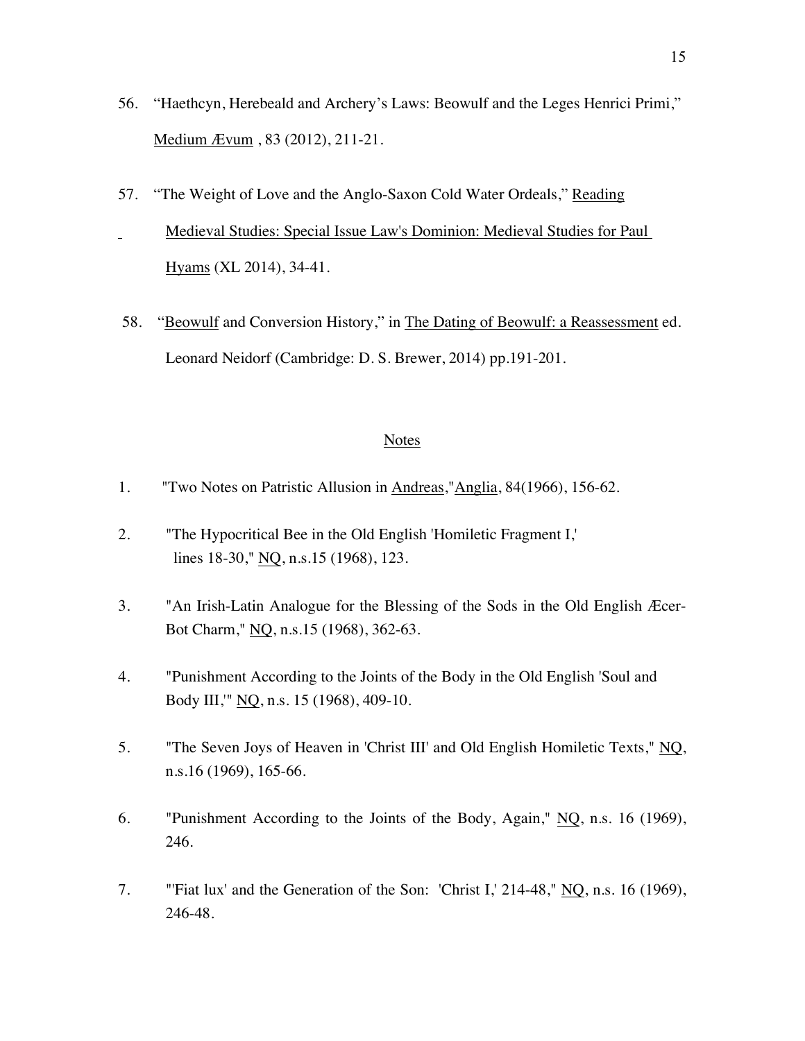56. "Haethcyn, Herebeald and Archery's Laws: Beowulf and the Leges Henrici Primi," Medium Ævum , 83 (2012), 211-21.

57. "The Weight of Love and the Anglo-Saxon Cold Water Ordeals," Reading Medieval Studies: Special Issue Law's Dominion: Medieval Studies for Paul Hyams (XL 2014), 34-41.

58. "Beowulf and Conversion History," in The Dating of Beowulf: a Reassessment ed. Leonard Neidorf (Cambridge: D. S. Brewer, 2014) pp.191-201.

## Notes

1. "Two Notes on Patristic Allusion in Andreas,"Anglia, 84(1966), 156-62.

2. "The Hypocritical Bee in the Old English 'Homiletic Fragment I,' lines 18-30," NQ, n.s.15 (1968), 123.

3. "An Irish-Latin Analogue for the Blessing of the Sods in the Old English Æcer-Bot Charm," NQ, n.s.15 (1968), 362-63.

4. "Punishment According to the Joints of the Body in the Old English 'Soul and Body III,'" NQ, n.s. 15 (1968), 409-10.

5. "The Seven Joys of Heaven in 'Christ III' and Old English Homiletic Texts," NQ, n.s.16 (1969), 165-66.

6. "Punishment According to the Joints of the Body, Again," NQ, n.s. 16 (1969), 246.

7. "'Fiat lux' and the Generation of the Son: 'Christ I,' 214-48," NQ, n.s. 16 (1969), 246-48.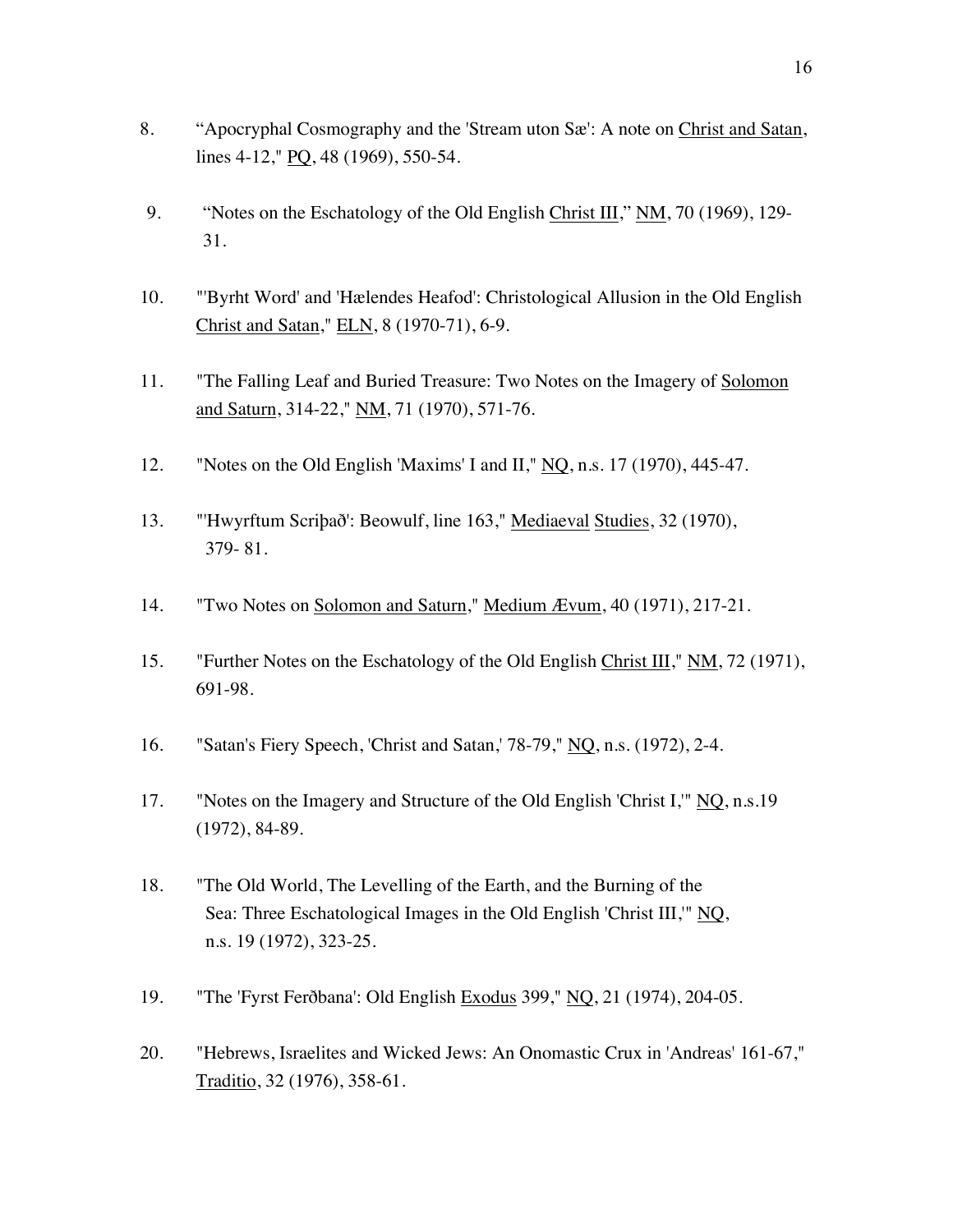8. "Apocryphal Cosmography and the 'Stream uton Sæ': A note on Christ and Satan, lines 4-12," PQ, 48 (1969), 550-54.

9. "Notes on the Eschatology of the Old English Christ III," NM, 70 (1969), 129-31.

10. "'Byrht Word' and 'Hælendes Heafod': Christological Allusion in the Old English Christ and Satan," ELN, 8 (1970-71), 6-9.

11. "The Falling Leaf and Buried Treasure: Two Notes on the Imagery of Solomon and Saturn, 314-22," NM, 71 (1970), 571-76.

12. "Notes on the Old English 'Maxims' I and II," NQ, n.s. 17 (1970), 445-47.

13. "'Hwyrftum Scriþað': Beowulf, line 163," Mediaeval Studies, 32 (1970), 379- 81.

14. "Two Notes on Solomon and Saturn," Medium Ævum, 40 (1971), 217-21.

15. "Further Notes on the Eschatology of the Old English Christ III," NM, 72 (1971), 691-98.

16. "Satan's Fiery Speech, 'Christ and Satan,' 78-79," NQ, n.s. (1972), 2-4.

17. "Notes on the Imagery and Structure of the Old English 'Christ I,'" NQ, n.s.19 (1972), 84-89.

18. "The Old World, The Levelling of the Earth, and the Burning of the Sea: Three Eschatological Images in the Old English 'Christ III,'" NQ, n.s. 19 (1972), 323-25.

19. "The 'Fyrst Ferðbana': Old English Exodus 399," NQ, 21 (1974), 204-05.

20. "Hebrews, Israelites and Wicked Jews: An Onomastic Crux in 'Andreas' 161-67," Traditio, 32 (1976), 358-61.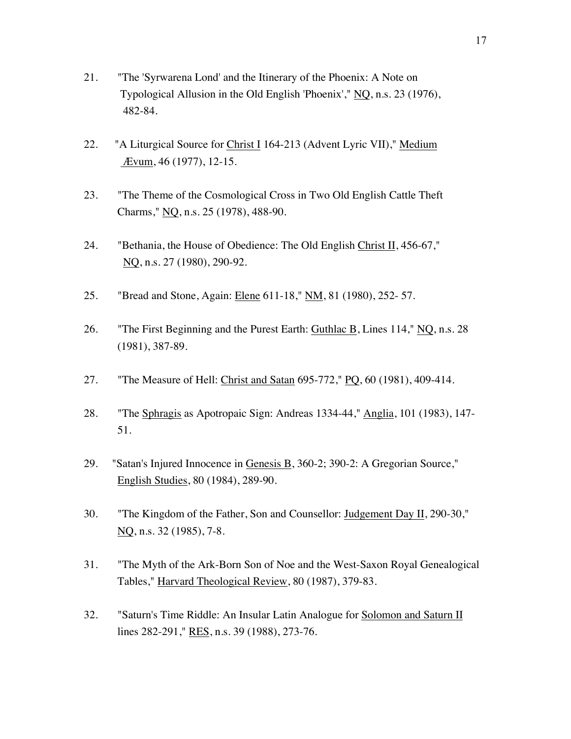21. "The 'Syrwarena Lond' and the Itinerary of the Phoenix: A Note on Typological Allusion in the Old English 'Phoenix'," NQ, n.s. 23 (1976), 482-84.

22. "A Liturgical Source for Christ I 164-213 (Advent Lyric VII)," Medium Ævum, 46 (1977), 12-15.

23. "The Theme of the Cosmological Cross in Two Old English Cattle Theft Charms," NQ, n.s. 25 (1978), 488-90.

24. "Bethania, the House of Obedience: The Old English Christ II, 456-67," NQ, n.s. 27 (1980), 290-92.

25. "Bread and Stone, Again: Elene 611-18," NM, 81 (1980), 252- 57.

26. "The First Beginning and the Purest Earth: Guthlac B, Lines 114," NQ, n.s. 28 (1981), 387-89.

27. "The Measure of Hell: Christ and Satan 695-772," PQ, 60 (1981), 409-414.

28. "The Sphragis as Apotropaic Sign: Andreas 1334-44," Anglia, 101 (1983), 147-51.

29. "Satan's Injured Innocence in Genesis B, 360-2; 390-2: A Gregorian Source," English Studies, 80 (1984), 289-90.

30. "The Kingdom of the Father, Son and Counsellor: Judgement Day II, 290-30," NQ, n.s. 32 (1985), 7-8.

31. "The Myth of the Ark-Born Son of Noe and the West-Saxon Royal Genealogical Tables," Harvard Theological Review, 80 (1987), 379-83.

32. "Saturn's Time Riddle: An Insular Latin Analogue for Solomon and Saturn II lines 282-291," RES, n.s. 39 (1988), 273-76.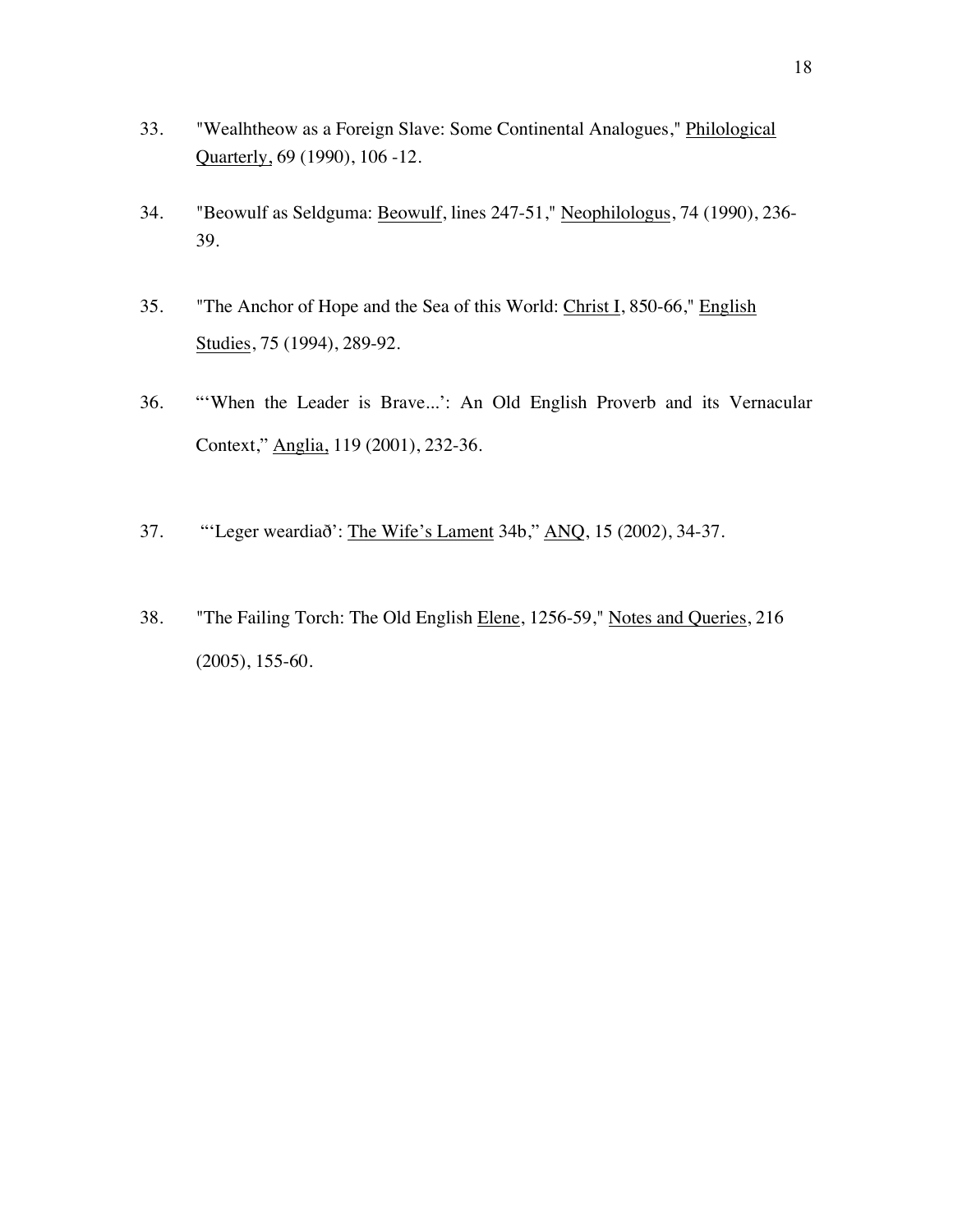33. "Wealhtheow as a Foreign Slave: Some Continental Analogues," Philological Quarterly, 69 (1990), 106 -12.

34. "Beowulf as Seldguma: Beowulf, lines 247-51," Neophilologus, 74 (1990), 236-39.

35. "The Anchor of Hope and the Sea of this World: Christ I, 850-66," English Studies, 75 (1994), 289-92.

36. "'When the Leader is Brave...': An Old English Proverb and its Vernacular Context," Anglia, 119 (2001), 232-36.

37. "'Leger weardiað': The Wife's Lament 34b," ANQ, 15 (2002), 34-37.

38. "The Failing Torch: The Old English Elene, 1256-59," Notes and Queries, 216 (2005), 155-60.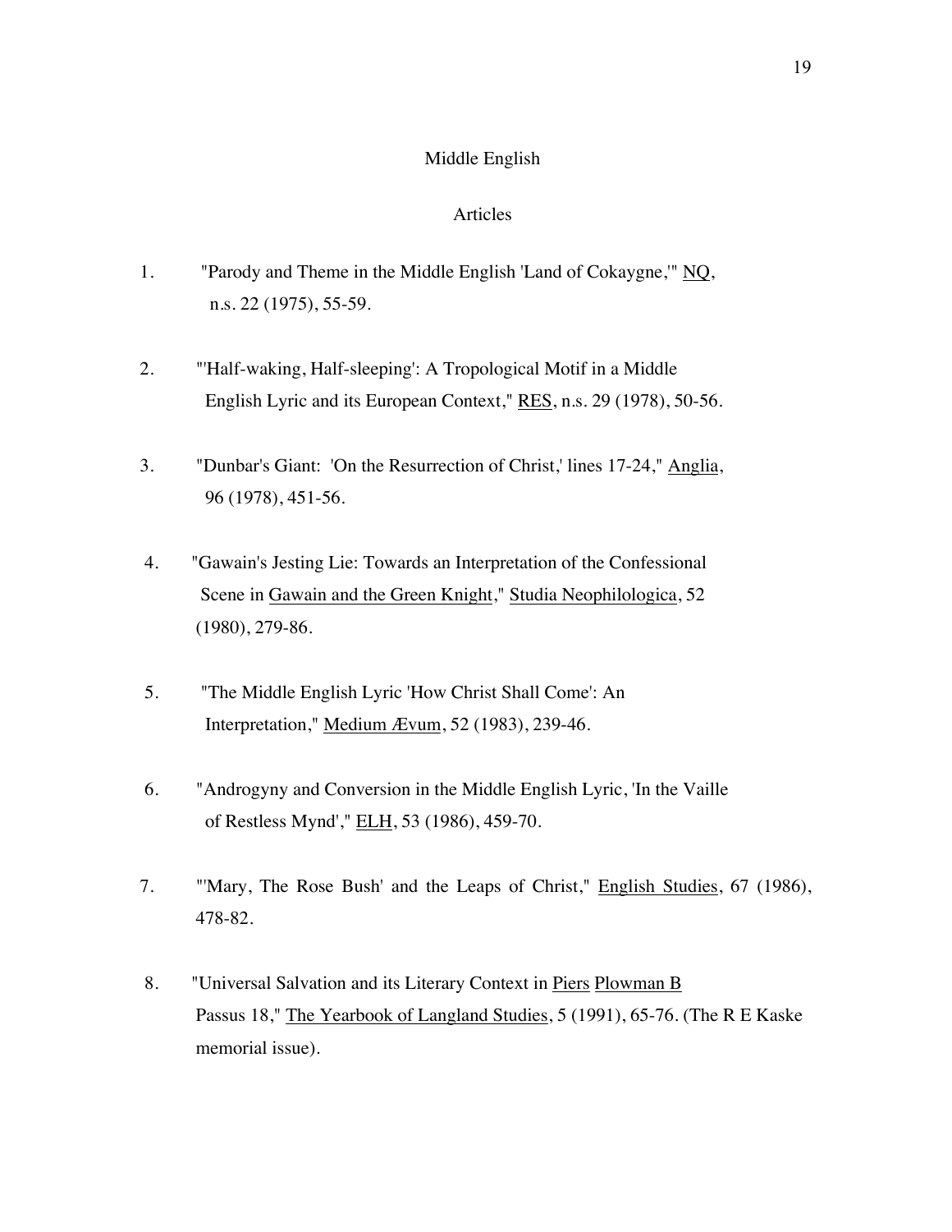## Middle English

### Articles

1. "Parody and Theme in the Middle English 'Land of Cokaygne,'" NQ, n.s. 22 (1975), 55-59.

2. "'Half-waking, Half-sleeping': A Tropological Motif in a Middle English Lyric and its European Context," RES, n.s. 29 (1978), 50-56.

3. "Dunbar's Giant: 'On the Resurrection of Christ,' lines 17-24," Anglia, 96 (1978), 451-56.

4. "Gawain's Jesting Lie: Towards an Interpretation of the Confessional Scene in Gawain and the Green Knight," Studia Neophilologica, 52 (1980), 279-86.

5. "The Middle English Lyric 'How Christ Shall Come': An Interpretation," Medium Ævum, 52 (1983), 239-46.

6. "Androgyny and Conversion in the Middle English Lyric, 'In the Vaille of Restless Mynd'," ELH, 53 (1986), 459-70.

7. "'Mary, The Rose Bush' and the Leaps of Christ," English Studies, 67 (1986), 478-82.

8. "Universal Salvation and its Literary Context in Piers Plowman B Passus 18," The Yearbook of Langland Studies, 5 (1991), 65-76. (The R E Kaske memorial issue).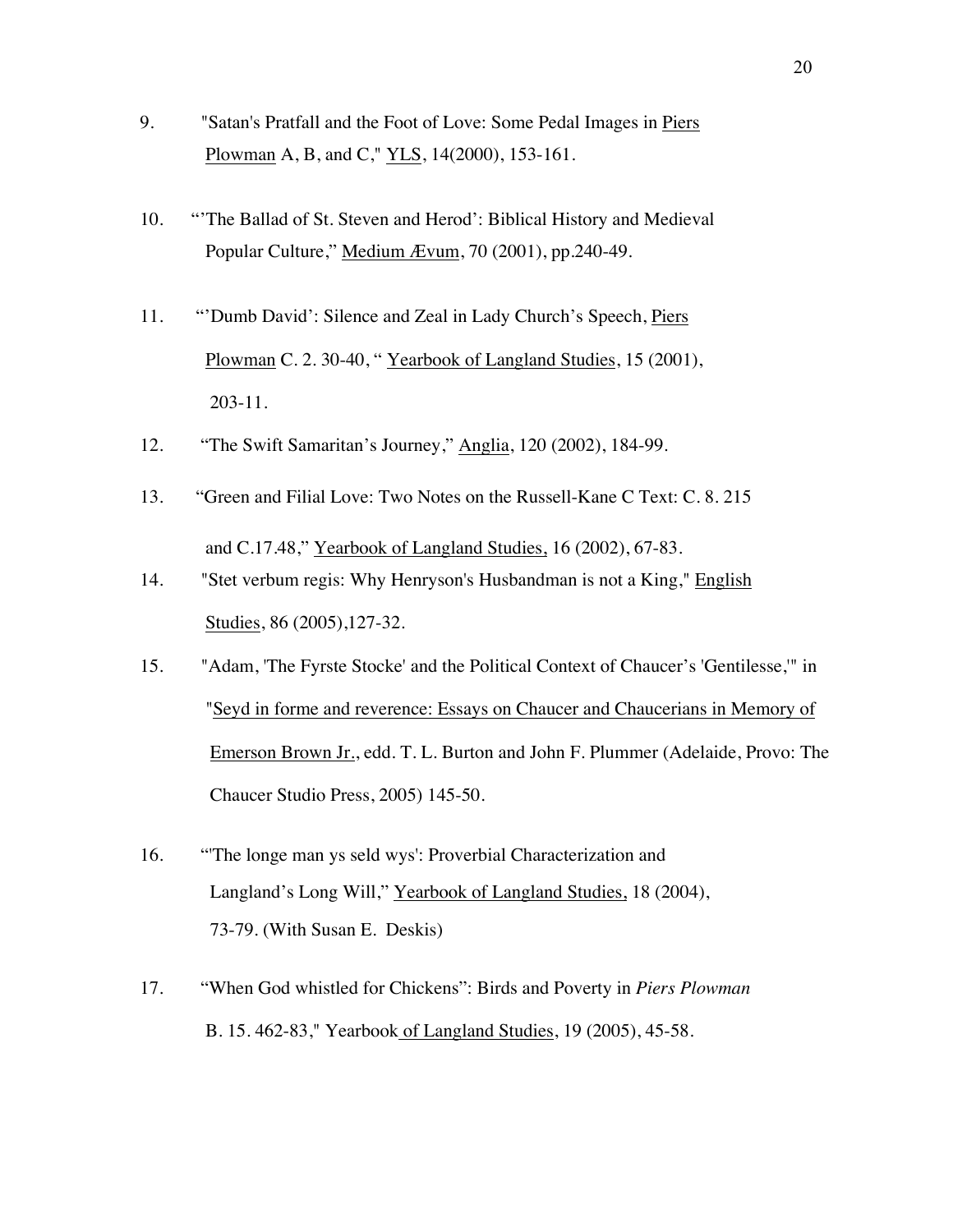9. "Satan's Pratfall and the Foot of Love: Some Pedal Images in <u>Piers Plowman</u> A, B, and C," <u>YLS</u>, 14(2000), 153-161.

10. "'The Ballad of St. Steven and Herod': Biblical History and Medieval Popular Culture," <u>Medium Ævum</u>, 70 (2001), pp.240-49.

11. "'Dumb David': Silence and Zeal in Lady Church's Speech, <u>Piers Plowman</u> C. 2. 30-40, " <u>Yearbook of Langland Studies</u>, 15 (2001), 203-11.

12. "The Swift Samaritan's Journey," <u>Anglia</u>, 120 (2002), 184-99.

13. "Green and Filial Love: Two Notes on the Russell-Kane C Text: C. 8. 215 and C.17.48," <u>Yearbook of Langland Studies,</u> 16 (2002), 67-83.

14. "Stet verbum regis: Why Henryson's Husbandman is not a King," <u>English Studies</u>, 86 (2005),127-32.

15. "Adam, 'The Fyrste Stocke' and the Political Context of Chaucer's 'Gentilesse,'" in "<u>Seyd in forme and reverence: Essays on Chaucer and Chaucerians in Memory of Emerson Brown Jr.</u>, edd. T. L. Burton and John F. Plummer (Adelaide, Provo: The Chaucer Studio Press, 2005) 145-50.

16. "'The longe man ys seld wys': Proverbial Characterization and Langland's Long Will," <u>Yearbook of Langland Studies,</u> 18 (2004), 73-79. (With Susan E. Deskis)

17. "When God whistled for Chickens": Birds and Poverty in *Piers Plowman* B. 15. 462-83," Yearbook <u>of Langland Studies</u>, 19 (2005), 45-58.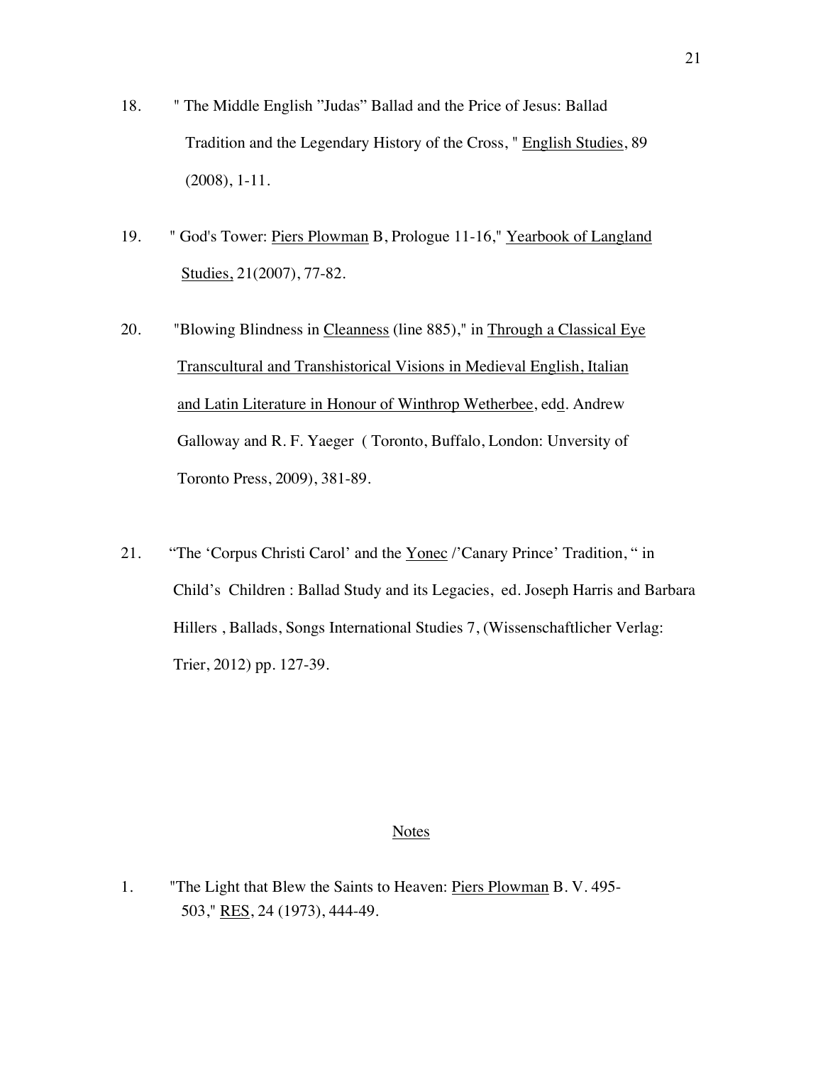18. " The Middle English "Judas" Ballad and the Price of Jesus: Ballad Tradition and the Legendary History of the Cross, " English Studies, 89 (2008), 1-11.

19. " God's Tower: Piers Plowman B, Prologue 11-16," Yearbook of Langland Studies, 21(2007), 77-82.

20. "Blowing Blindness in Cleanness (line 885)," in Through a Classical Eye Transcultural and Transhistorical Visions in Medieval English, Italian and Latin Literature in Honour of Winthrop Wetherbee, edd. Andrew Galloway and R. F. Yaeger ( Toronto, Buffalo, London: Unversity of Toronto Press, 2009), 381-89.

21. "The 'Corpus Christi Carol' and the Yonec /'Canary Prince' Tradition, " in Child's Children : Ballad Study and its Legacies, ed. Joseph Harris and Barbara Hillers , Ballads, Songs International Studies 7, (Wissenschaftlicher Verlag: Trier, 2012) pp. 127-39.

## Notes

1. "The Light that Blew the Saints to Heaven: Piers Plowman B. V. 495-503," RES, 24 (1973), 444-49.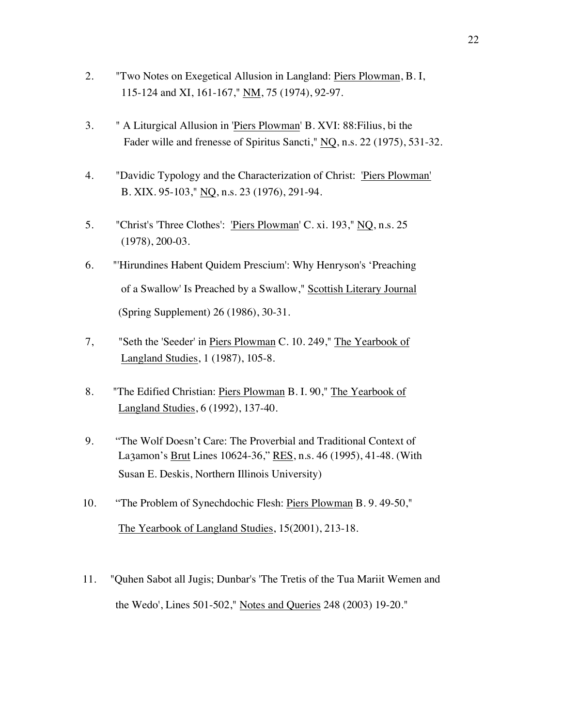2. "Two Notes on Exegetical Allusion in Langland: Piers Plowman, B. I, 115-124 and XI, 161-167," NM, 75 (1974), 92-97.

3. " A Liturgical Allusion in 'Piers Plowman' B. XVI: 88:Filius, bi the Fader wille and frenesse of Spiritus Sancti," NQ, n.s. 22 (1975), 531-32.

4. "Davidic Typology and the Characterization of Christ: 'Piers Plowman' B. XIX. 95-103," NQ, n.s. 23 (1976), 291-94.

5. "Christ's 'Three Clothes': 'Piers Plowman' C. xi. 193," NQ, n.s. 25 (1978), 200-03.

6. "'Hirundines Habent Quidem Prescium': Why Henryson's 'Preaching of a Swallow' Is Preached by a Swallow," Scottish Literary Journal (Spring Supplement) 26 (1986), 30-31.

7, "Seth the 'Seeder' in Piers Plowman C. 10. 249," The Yearbook of Langland Studies, 1 (1987), 105-8.

8. "The Edified Christian: Piers Plowman B. I. 90," The Yearbook of Langland Studies, 6 (1992), 137-40.

9. "The Wolf Doesn't Care: The Proverbial and Traditional Context of Laȝamon's Brut Lines 10624-36," RES, n.s. 46 (1995), 41-48. (With Susan E. Deskis, Northern Illinois University)

10. "The Problem of Synechdochic Flesh: Piers Plowman B. 9. 49-50," The Yearbook of Langland Studies, 15(2001), 213-18.

11. "Quhen Sabot all Jugis; Dunbar's 'The Tretis of the Tua Mariit Wemen and the Wedo', Lines 501-502," Notes and Queries 248 (2003) 19-20."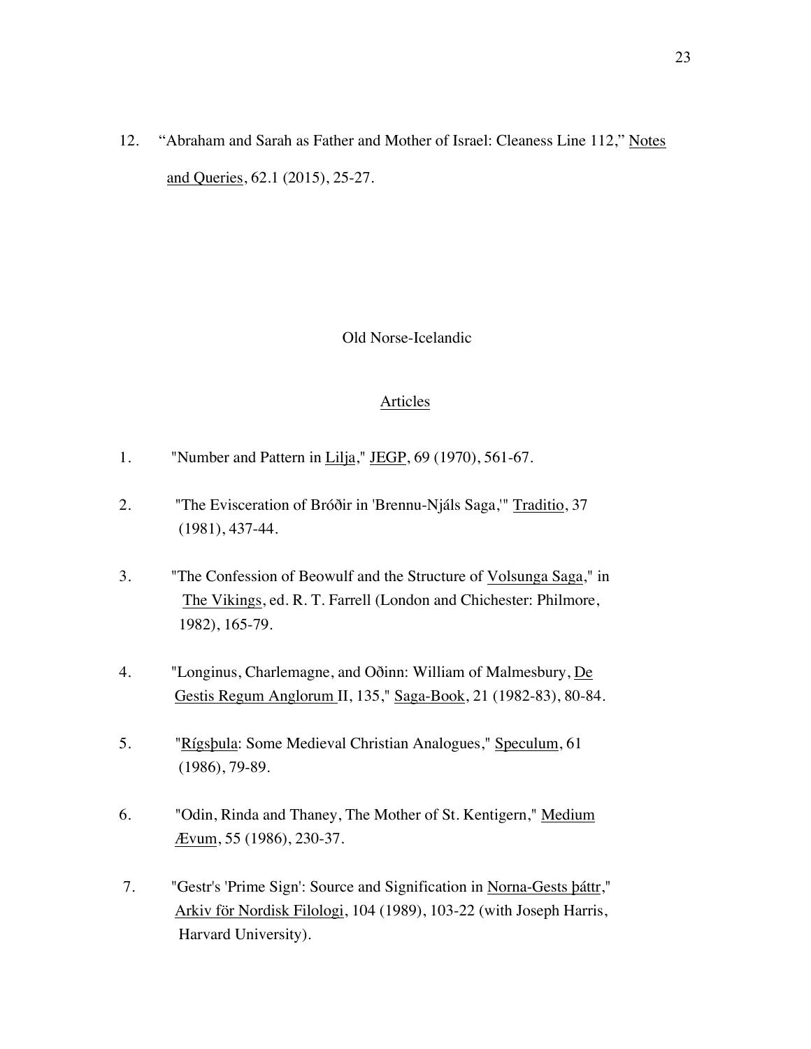12. "Abraham and Sarah as Father and Mother of Israel: Cleaness Line 112," Notes and Queries, 62.1 (2015), 25-27.

## Old Norse-Icelandic

### Articles

1. "Number and Pattern in Lilja," JEGP, 69 (1970), 561-67.

2. "The Evisceration of Bróðir in 'Brennu-Njáls Saga,'" Traditio, 37 (1981), 437-44.

3. "The Confession of Beowulf and the Structure of Volsunga Saga," in The Vikings, ed. R. T. Farrell (London and Chichester: Philmore, 1982), 165-79.

4. "Longinus, Charlemagne, and Oðinn: William of Malmesbury, De Gestis Regum Anglorum II, 135," Saga-Book, 21 (1982-83), 80-84.

5. "Rígsþula: Some Medieval Christian Analogues," Speculum, 61 (1986), 79-89.

6. "Odin, Rinda and Thaney, The Mother of St. Kentigern," Medium Ævum, 55 (1986), 230-37.

7. "Gestr's 'Prime Sign': Source and Signification in Norna-Gests þáttr," Arkiv för Nordisk Filologi, 104 (1989), 103-22 (with Joseph Harris, Harvard University).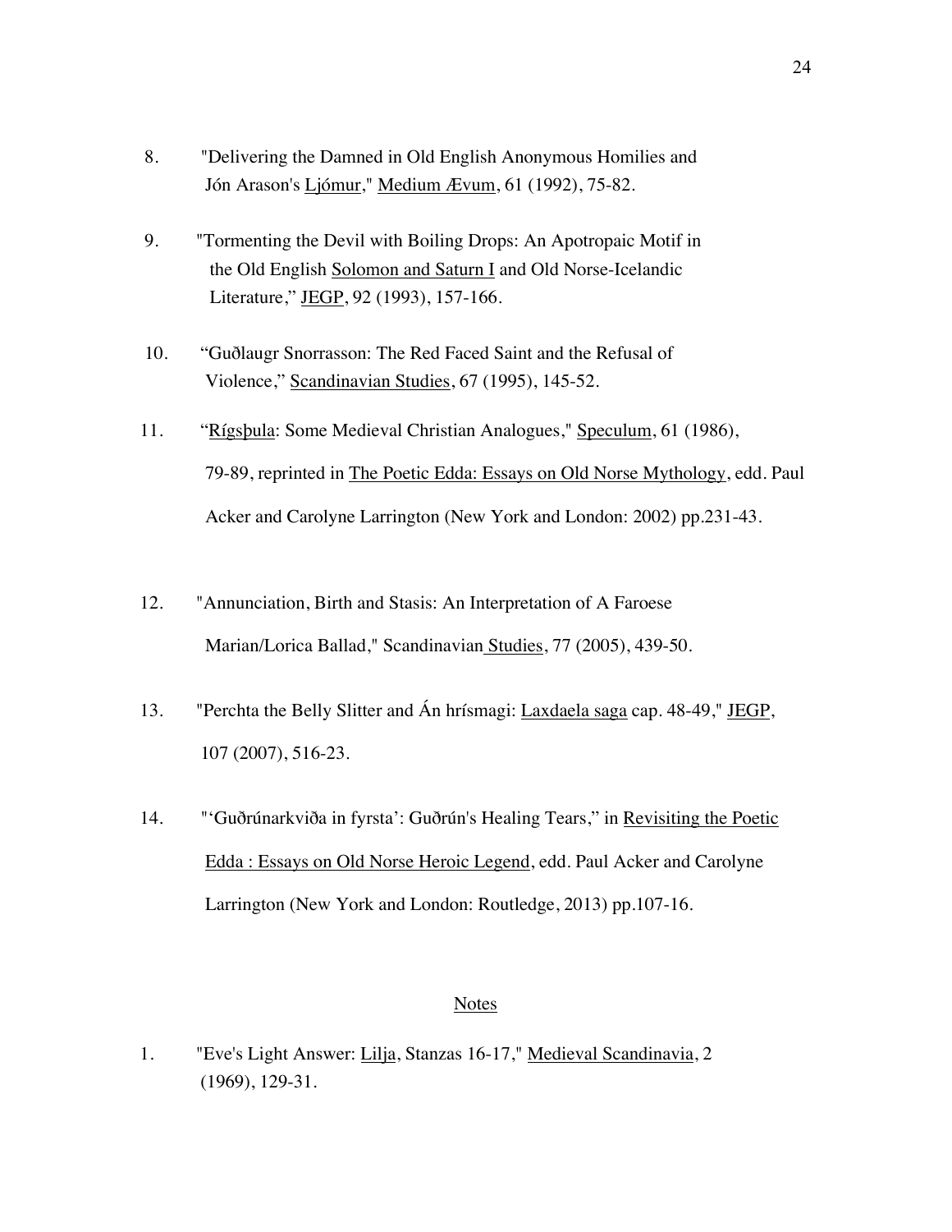8. "Delivering the Damned in Old English Anonymous Homilies and Jón Arason's Ljómur," Medium Ævum, 61 (1992), 75-82.

9. "Tormenting the Devil with Boiling Drops: An Apotropaic Motif in the Old English Solomon and Saturn I and Old Norse-Icelandic Literature," JEGP, 92 (1993), 157-166.

10. "Guðlaugr Snorrasson: The Red Faced Saint and the Refusal of Violence," Scandinavian Studies, 67 (1995), 145-52.

11. "Rígsþula: Some Medieval Christian Analogues," Speculum, 61 (1986), 79-89, reprinted in The Poetic Edda: Essays on Old Norse Mythology, edd. Paul Acker and Carolyne Larrington (New York and London: 2002) pp.231-43.

12. "Annunciation, Birth and Stasis: An Interpretation of A Faroese Marian/Lorica Ballad," Scandinavian Studies, 77 (2005), 439-50.

13. "Perchta the Belly Slitter and Án hrísmagi: Laxdaela saga cap. 48-49," JEGP, 107 (2007), 516-23.

14. "'Guðrúnarkviða in fyrsta': Guðrún's Healing Tears," in Revisiting the Poetic Edda : Essays on Old Norse Heroic Legend, edd. Paul Acker and Carolyne Larrington (New York and London: Routledge, 2013) pp.107-16.

## Notes

1. "Eve's Light Answer: Lilja, Stanzas 16-17," Medieval Scandinavia, 2 (1969), 129-31.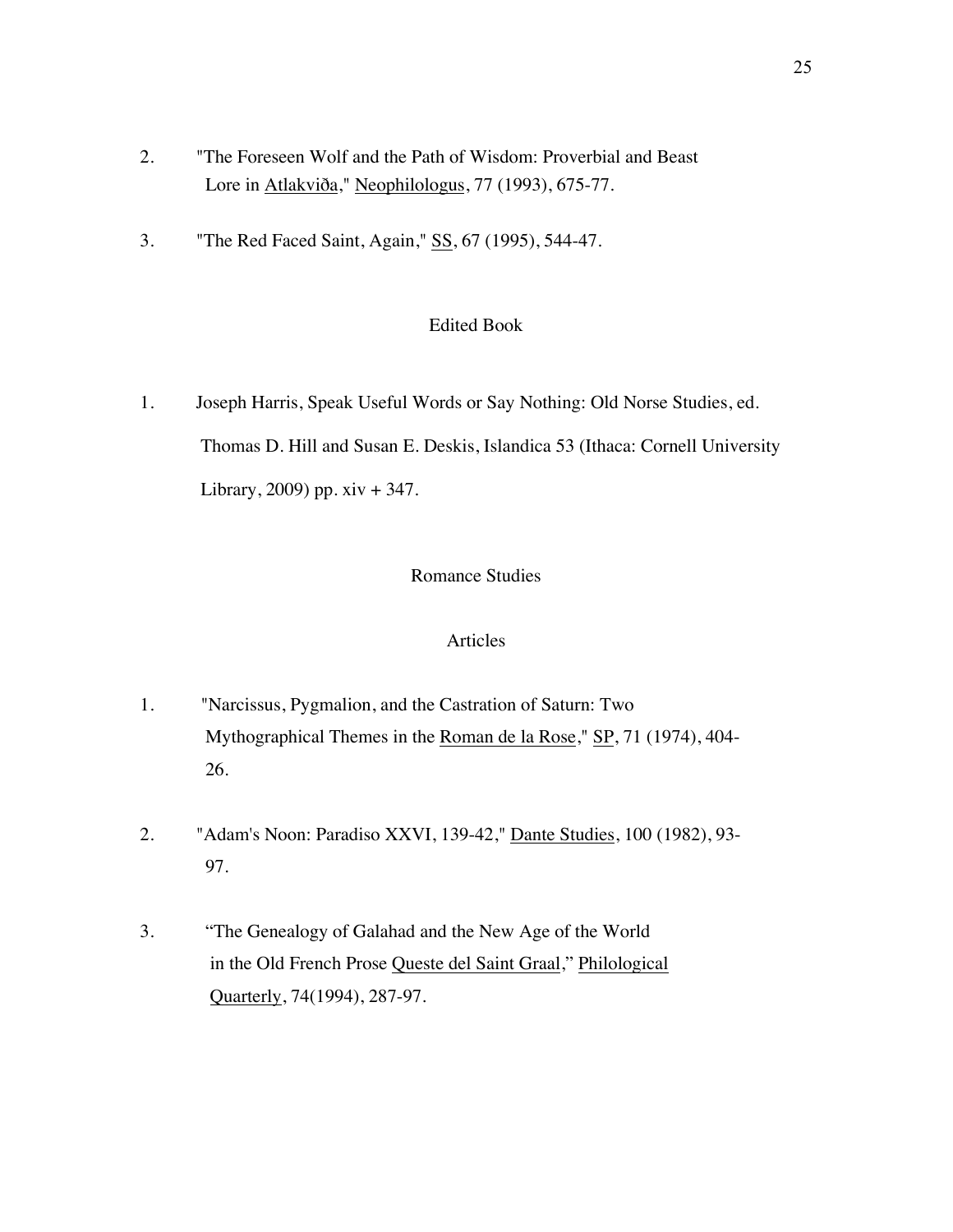2. "The Foreseen Wolf and the Path of Wisdom: Proverbial and Beast Lore in Atlakviða," Neophilologus, 77 (1993), 675-77.

3. "The Red Faced Saint, Again," SS, 67 (1995), 544-47.

## Edited Book

1. Joseph Harris, Speak Useful Words or Say Nothing: Old Norse Studies, ed. Thomas D. Hill and Susan E. Deskis, Islandica 53 (Ithaca: Cornell University Library, 2009) pp. xiv + 347.

## Romance Studies

### Articles

1. "Narcissus, Pygmalion, and the Castration of Saturn: Two Mythographical Themes in the Roman de la Rose," SP, 71 (1974), 404-26.

2. "Adam's Noon: Paradiso XXVI, 139-42," Dante Studies, 100 (1982), 93-97.

3. "The Genealogy of Galahad and the New Age of the World in the Old French Prose Queste del Saint Graal," Philological Quarterly, 74(1994), 287-97.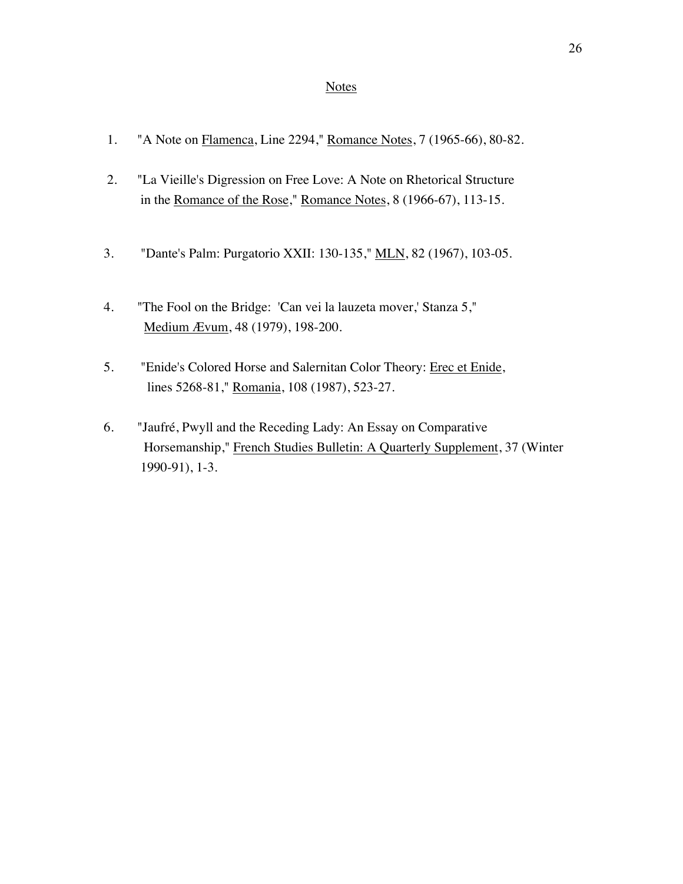## Notes

1. "A Note on Flamenca, Line 2294," Romance Notes, 7 (1965-66), 80-82.

2. "La Vieille's Digression on Free Love: A Note on Rhetorical Structure in the Romance of the Rose," Romance Notes, 8 (1966-67), 113-15.

3. "Dante's Palm: Purgatorio XXII: 130-135," MLN, 82 (1967), 103-05.

4. "The Fool on the Bridge: 'Can vei la lauzeta mover,' Stanza 5," Medium Ævum, 48 (1979), 198-200.

5. "Enide's Colored Horse and Salernitan Color Theory: Erec et Enide, lines 5268-81," Romania, 108 (1987), 523-27.

6. "Jaufré, Pwyll and the Receding Lady: An Essay on Comparative Horsemanship," French Studies Bulletin: A Quarterly Supplement, 37 (Winter 1990-91), 1-3.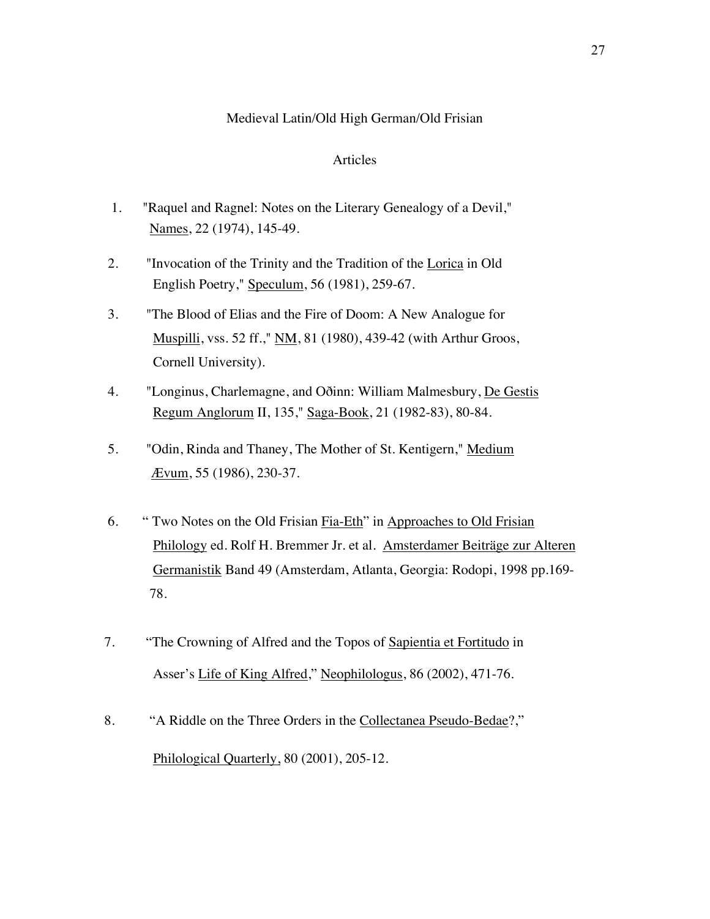## Medieval Latin/Old High German/Old Frisian

### Articles

1. "Raquel and Ragnel: Notes on the Literary Genealogy of a Devil," Names, 22 (1974), 145-49.

2. "Invocation of the Trinity and the Tradition of the Lorica in Old English Poetry," Speculum, 56 (1981), 259-67.

3. "The Blood of Elias and the Fire of Doom: A New Analogue for Muspilli, vss. 52 ff.," NM, 81 (1980), 439-42 (with Arthur Groos, Cornell University).

4. "Longinus, Charlemagne, and Oðinn: William Malmesbury, De Gestis Regum Anglorum II, 135," Saga-Book, 21 (1982-83), 80-84.

5. "Odin, Rinda and Thaney, The Mother of St. Kentigern," Medium Ævum, 55 (1986), 230-37.

6. " Two Notes on the Old Frisian Fia-Eth" in Approaches to Old Frisian Philology ed. Rolf H. Bremmer Jr. et al. Amsterdamer Beiträge zur Alteren Germanistik Band 49 (Amsterdam, Atlanta, Georgia: Rodopi, 1998 pp.169-78.

7. "The Crowning of Alfred and the Topos of Sapientia et Fortitudo in Asser's Life of King Alfred," Neophilologus, 86 (2002), 471-76.

8. "A Riddle on the Three Orders in the Collectanea Pseudo-Bedae?," Philological Quarterly, 80 (2001), 205-12.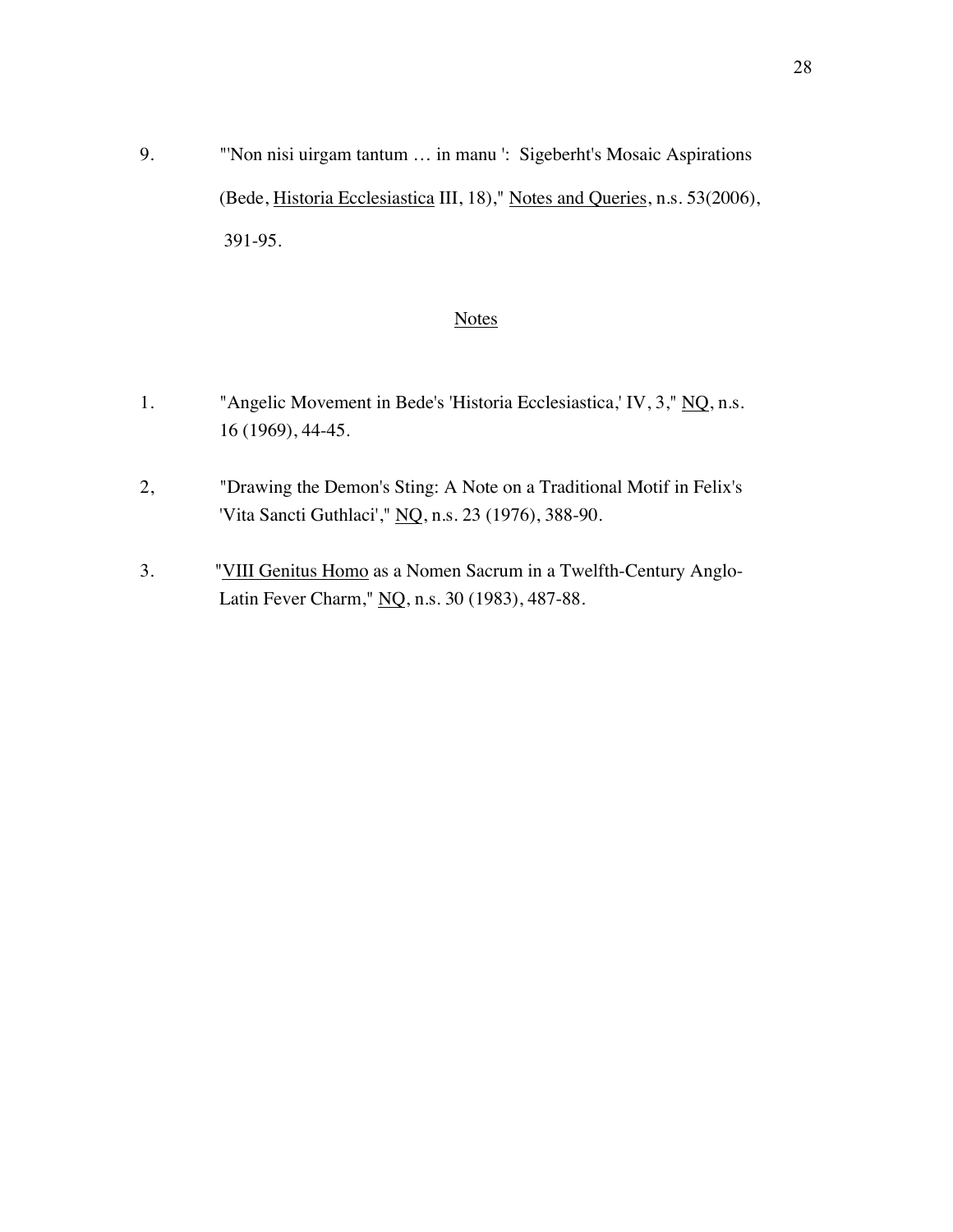9. "'Non nisi uirgam tantum … in manu ': Sigeberht's Mosaic Aspirations (Bede, <u>Historia Ecclesiastica</u> III, 18)," <u>Notes and Queries</u>, n.s. 53(2006), 391-95.

## <u>Notes</u>

1. "Angelic Movement in Bede's 'Historia Ecclesiastica,' IV, 3," <u>NQ</u>, n.s. 16 (1969), 44-45.

2, "Drawing the Demon's Sting: A Note on a Traditional Motif in Felix's 'Vita Sancti Guthlaci'," <u>NQ</u>, n.s. 23 (1976), 388-90.

3. "<u>VIII Genitus Homo</u> as a Nomen Sacrum in a Twelfth-Century Anglo-Latin Fever Charm," <u>NQ</u>, n.s. 30 (1983), 487-88.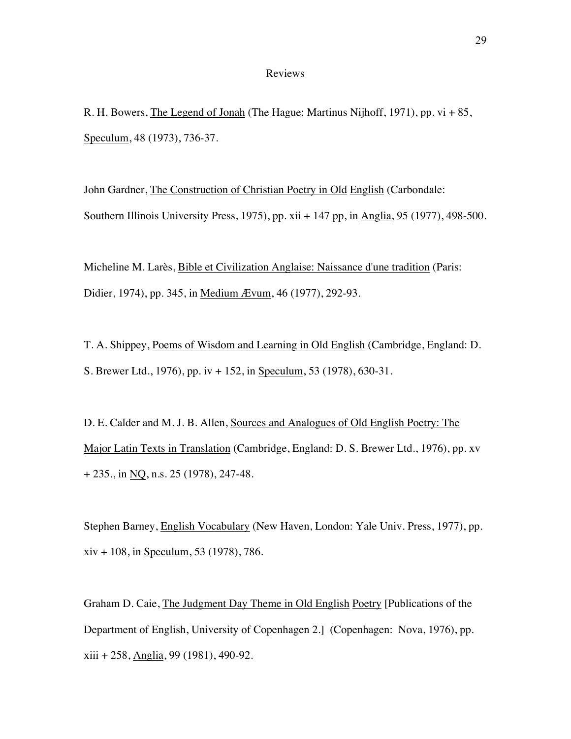# Reviews

R. H. Bowers, The Legend of Jonah (The Hague: Martinus Nijhoff, 1971), pp. vi + 85, Speculum, 48 (1973), 736-37.

John Gardner, The Construction of Christian Poetry in Old English (Carbondale: Southern Illinois University Press, 1975), pp. xii + 147 pp, in Anglia, 95 (1977), 498-500.

Micheline M. Larès, Bible et Civilization Anglaise: Naissance d'une tradition (Paris: Didier, 1974), pp. 345, in Medium Ævum, 46 (1977), 292-93.

T. A. Shippey, Poems of Wisdom and Learning in Old English (Cambridge, England: D. S. Brewer Ltd., 1976), pp. iv + 152, in Speculum, 53 (1978), 630-31.

D. E. Calder and M. J. B. Allen, Sources and Analogues of Old English Poetry: The Major Latin Texts in Translation (Cambridge, England: D. S. Brewer Ltd., 1976), pp. xv + 235., in NQ, n.s. 25 (1978), 247-48.

Stephen Barney, English Vocabulary (New Haven, London: Yale Univ. Press, 1977), pp. xiv + 108, in Speculum, 53 (1978), 786.

Graham D. Caie, The Judgment Day Theme in Old English Poetry [Publications of the Department of English, University of Copenhagen 2.] (Copenhagen: Nova, 1976), pp. xiii + 258, Anglia, 99 (1981), 490-92.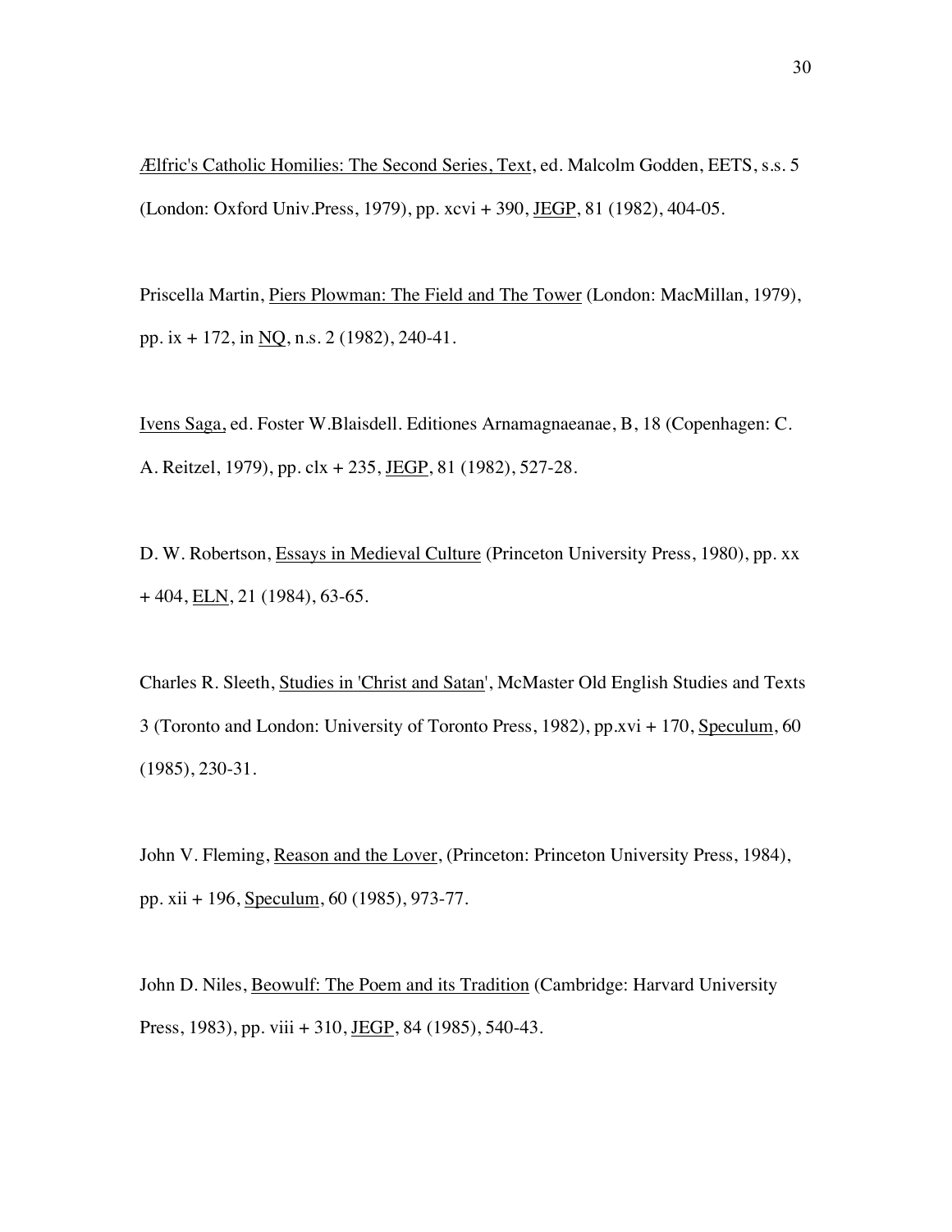Ælfric's Catholic Homilies: The Second Series, Text, ed. Malcolm Godden, EETS, s.s. 5 (London: Oxford Univ.Press, 1979), pp. xcvi + 390, JEGP, 81 (1982), 404-05.

Priscella Martin, Piers Plowman: The Field and The Tower (London: MacMillan, 1979), pp. ix + 172, in NQ, n.s. 2 (1982), 240-41.

Ivens Saga, ed. Foster W.Blaisdell. Editiones Arnamagnaeanae, B, 18 (Copenhagen: C. A. Reitzel, 1979), pp. clx + 235, JEGP, 81 (1982), 527-28.

D. W. Robertson, Essays in Medieval Culture (Princeton University Press, 1980), pp. xx + 404, ELN, 21 (1984), 63-65.

Charles R. Sleeth, Studies in 'Christ and Satan', McMaster Old English Studies and Texts 3 (Toronto and London: University of Toronto Press, 1982), pp.xvi + 170, Speculum, 60 (1985), 230-31.

John V. Fleming, Reason and the Lover, (Princeton: Princeton University Press, 1984), pp. xii + 196, Speculum, 60 (1985), 973-77.

John D. Niles, Beowulf: The Poem and its Tradition (Cambridge: Harvard University Press, 1983), pp. viii + 310, JEGP, 84 (1985), 540-43.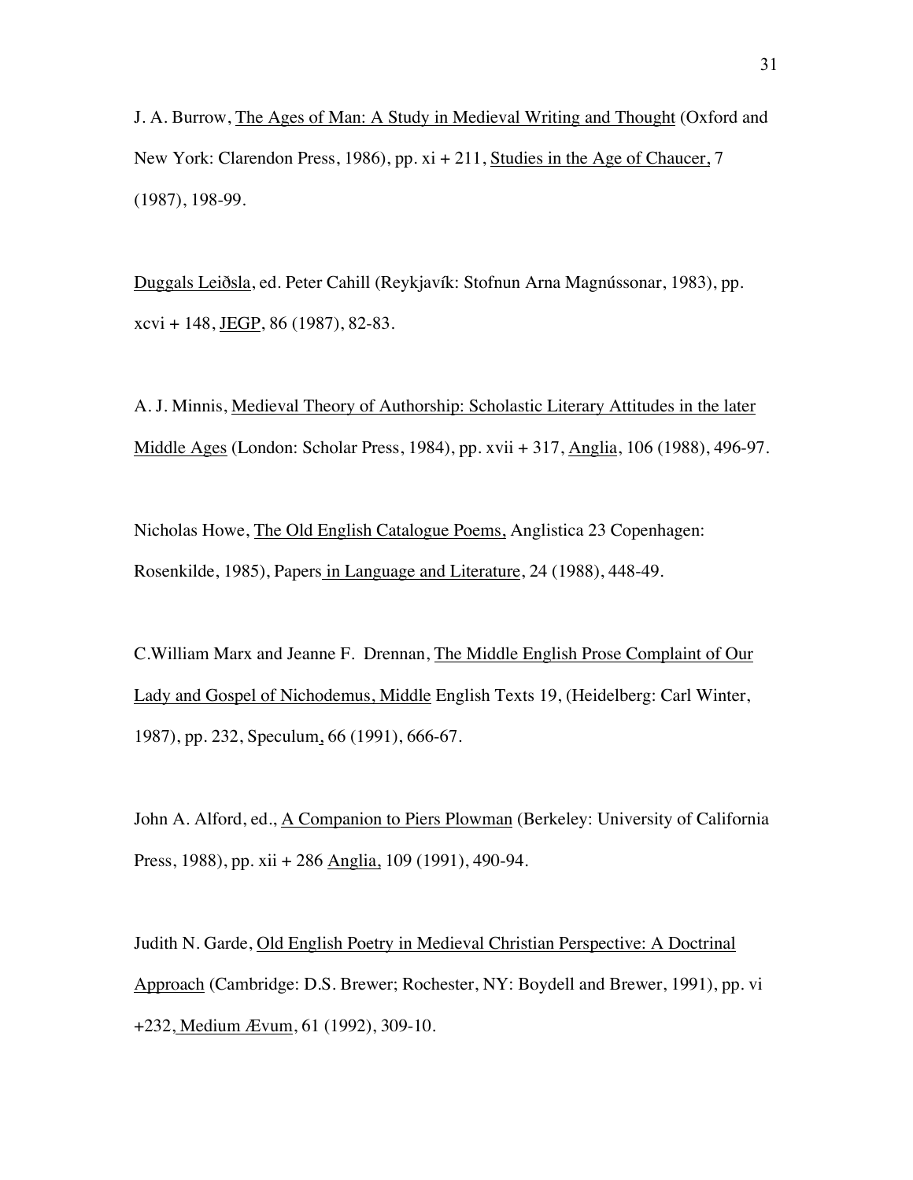J. A. Burrow, The Ages of Man: A Study in Medieval Writing and Thought (Oxford and New York: Clarendon Press, 1986), pp. xi + 211, Studies in the Age of Chaucer, 7 (1987), 198-99.

Duggals Leiðsla, ed. Peter Cahill (Reykjavík: Stofnun Arna Magnússonar, 1983), pp. xcvi + 148, JEGP, 86 (1987), 82-83.

A. J. Minnis, Medieval Theory of Authorship: Scholastic Literary Attitudes in the later Middle Ages (London: Scholar Press, 1984), pp. xvii + 317, Anglia, 106 (1988), 496-97.

Nicholas Howe, The Old English Catalogue Poems, Anglistica 23 Copenhagen: Rosenkilde, 1985), Papers in Language and Literature, 24 (1988), 448-49.

C.William Marx and Jeanne F. Drennan, The Middle English Prose Complaint of Our Lady and Gospel of Nichodemus, Middle English Texts 19, (Heidelberg: Carl Winter, 1987), pp. 232, Speculum, 66 (1991), 666-67.

John A. Alford, ed., A Companion to Piers Plowman (Berkeley: University of California Press, 1988), pp. xii + 286 Anglia, 109 (1991), 490-94.

Judith N. Garde, Old English Poetry in Medieval Christian Perspective: A Doctrinal Approach (Cambridge: D.S. Brewer; Rochester, NY: Boydell and Brewer, 1991), pp. vi +232, Medium Ævum, 61 (1992), 309-10.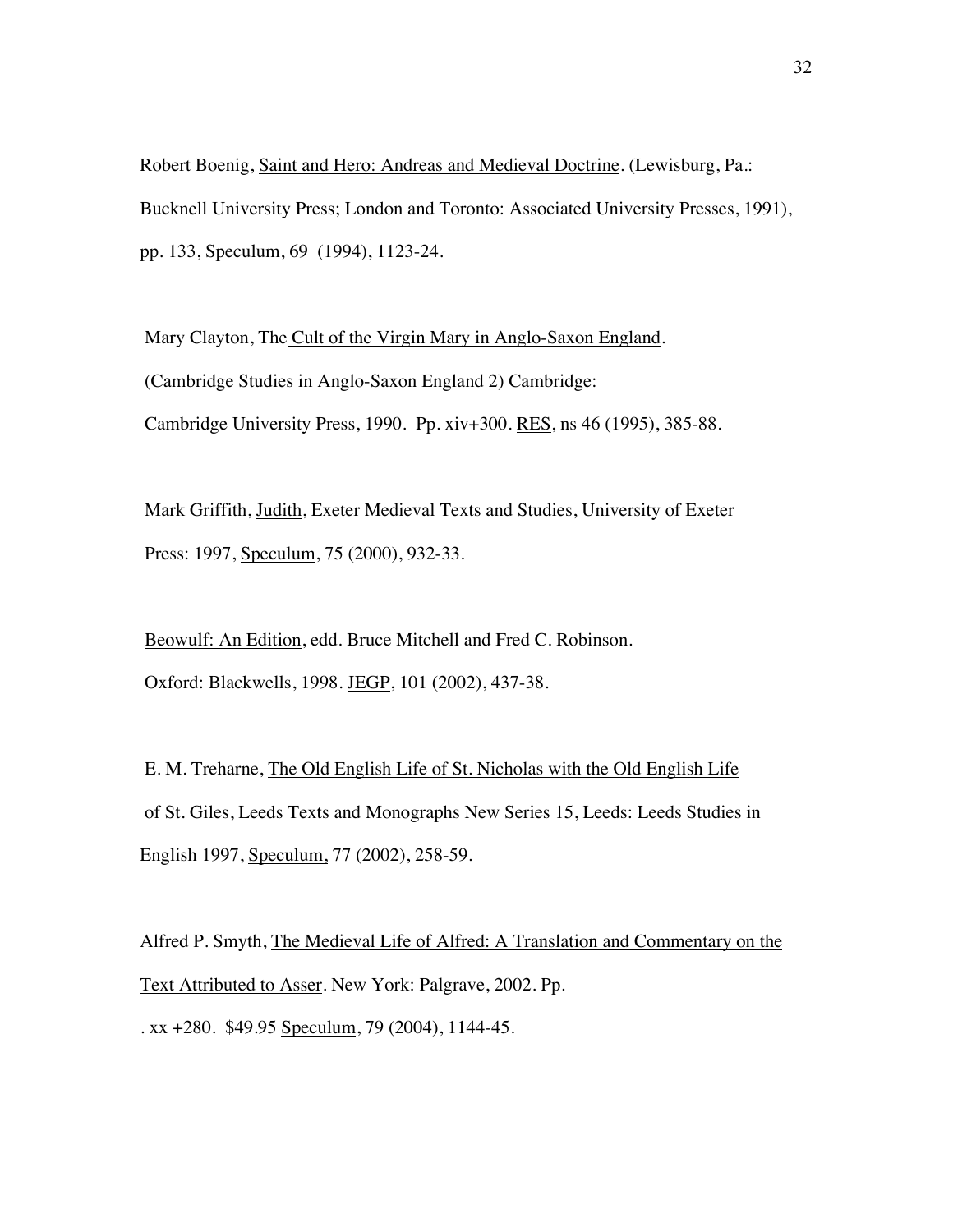Robert Boenig, <u>Saint and Hero: Andreas and Medieval Doctrine</u>. (Lewisburg, Pa.: Bucknell University Press; London and Toronto: Associated University Presses, 1991), pp. 133, <u>Speculum</u>, 69 (1994), 1123-24.

Mary Clayton, The <u>Cult of the Virgin Mary in Anglo-Saxon England</u>. (Cambridge Studies in Anglo-Saxon England 2) Cambridge: Cambridge University Press, 1990. Pp. xiv+300. <u>RES</u>, ns 46 (1995), 385-88.

Mark Griffith, <u>Judith</u>, Exeter Medieval Texts and Studies, University of Exeter Press: 1997, <u>Speculum</u>, 75 (2000), 932-33.

<u>Beowulf: An Edition</u>, edd. Bruce Mitchell and Fred C. Robinson. Oxford: Blackwells, 1998. <u>JEGP</u>, 101 (2002), 437-38.

E. M. Treharne, <u>The Old English Life of St. Nicholas with the Old English Life of St. Giles</u>, Leeds Texts and Monographs New Series 15, Leeds: Leeds Studies in English 1997, <u>Speculum,</u> 77 (2002), 258-59.

Alfred P. Smyth, <u>The Medieval Life of Alfred: A Translation and Commentary on the Text Attributed to Asser</u>. New York: Palgrave, 2002. Pp. . xx +280. $49.95 <u>Speculum</u>, 79 (2004), 1144-45.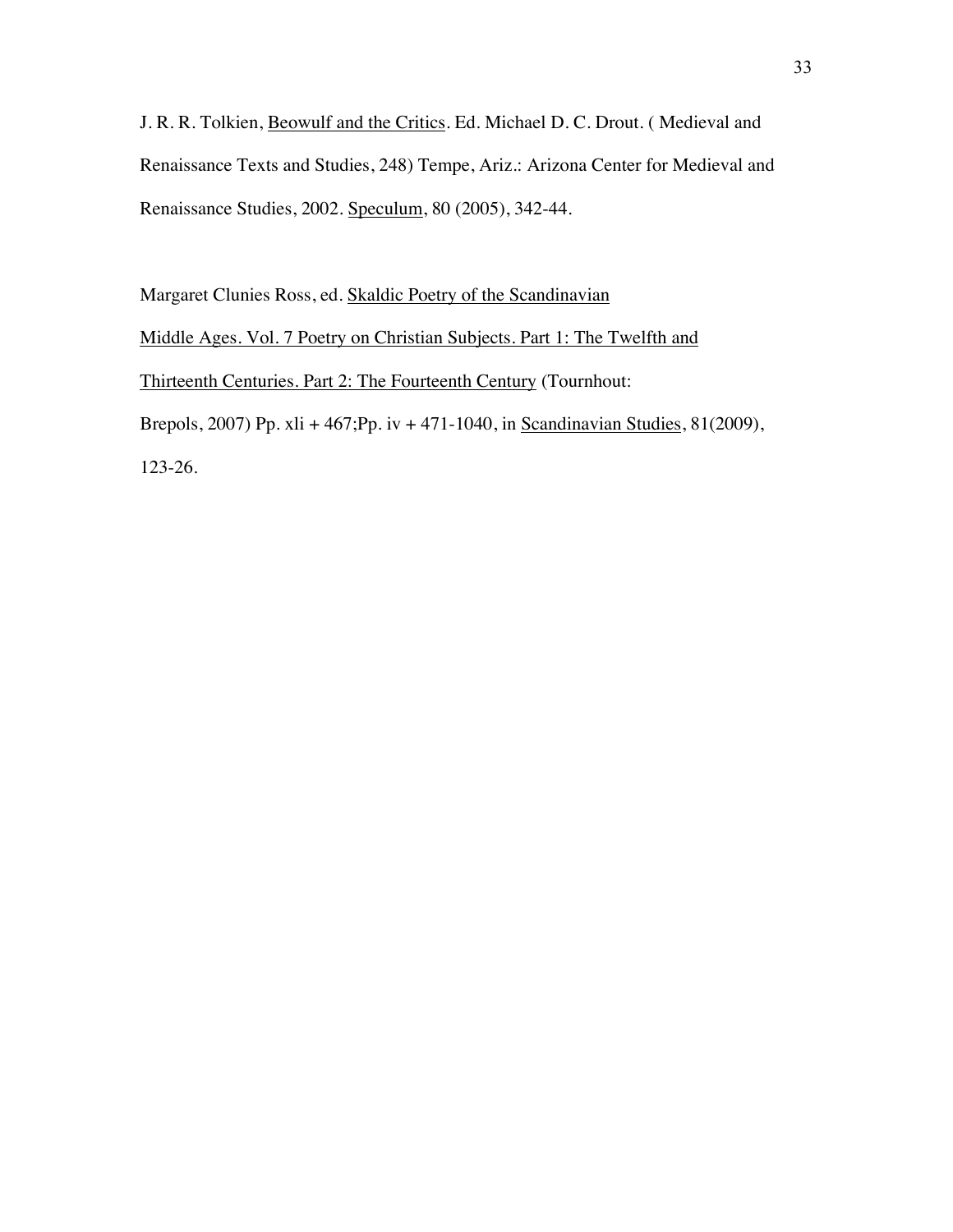J. R. R. Tolkien, Beowulf and the Critics. Ed. Michael D. C. Drout. ( Medieval and Renaissance Texts and Studies, 248) Tempe, Ariz.: Arizona Center for Medieval and Renaissance Studies, 2002. Speculum, 80 (2005), 342-44.

Margaret Clunies Ross, ed. Skaldic Poetry of the Scandinavian Middle Ages. Vol. 7 Poetry on Christian Subjects. Part 1: The Twelfth and Thirteenth Centuries. Part 2: The Fourteenth Century (Tournhout: Brepols, 2007) Pp. xli + 467;Pp. iv + 471-1040, in Scandinavian Studies, 81(2009), 123-26.